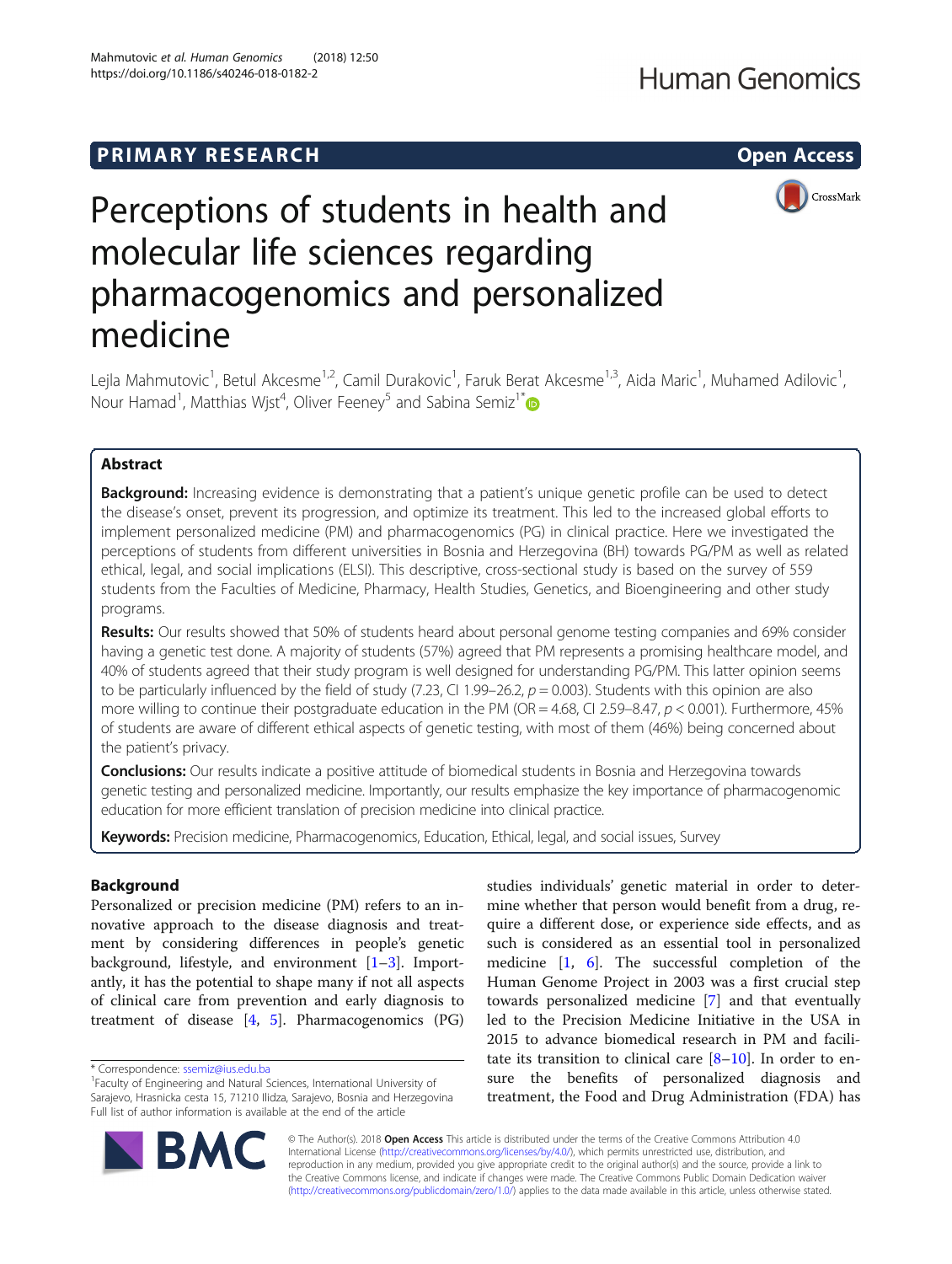PRIMARY RESEARCH | Open Access

# Perceptions of students in health and molecular life sciences regarding pharmacogenomics and personalized medicine

Lejla Mahmutovic[1], Betul Akcesme[1,2], Camil Durakovic[1], Faruk Berat Akcesme[1,3], Aida Maric[1], Muhamed Adilovic[1], Nour Hamad[1], Matthias Wjst[4], Oliver Feeney[5] and Sabina Semiz[1*]

## Abstract

**Background:** Increasing evidence is demonstrating that a patient's unique genetic profile can be used to detect the disease's onset, prevent its progression, and optimize its treatment. This led to the increased global efforts to implement personalized medicine (PM) and pharmacogenomics (PG) in clinical practice. Here we investigated the perceptions of students from different universities in Bosnia and Herzegovina (BH) towards PG/PM as well as related ethical, legal, and social implications (ELSI). This descriptive, cross-sectional study is based on the survey of 559 students from the Faculties of Medicine, Pharmacy, Health Studies, Genetics, and Bioengineering and other study programs.

**Results:** Our results showed that 50% of students heard about personal genome testing companies and 69% consider having a genetic test done. A majority of students (57%) agreed that PM represents a promising healthcare model, and 40% of students agreed that their study program is well designed for understanding PG/PM. This latter opinion seems to be particularly influenced by the field of study (7.23, CI 1.99–26.2, $p = 0.003$). Students with this opinion are also more willing to continue their postgraduate education in the PM (OR = 4.68, CI 2.59–8.47, $p < 0.001$). Furthermore, 45% of students are aware of different ethical aspects of genetic testing, with most of them (46%) being concerned about the patient's privacy.

**Conclusions:** Our results indicate a positive attitude of biomedical students in Bosnia and Herzegovina towards genetic testing and personalized medicine. Importantly, our results emphasize the key importance of pharmacogenomic education for more efficient translation of precision medicine into clinical practice.

**Keywords:** Precision medicine, Pharmacogenomics, Education, Ethical, legal, and social issues, Survey

## Background

Personalized or precision medicine (PM) refers to an innovative approach to the disease diagnosis and treatment by considering differences in people's genetic background, lifestyle, and environment [1–3]. Importantly, it has the potential to shape many if not all aspects of clinical care from prevention and early diagnosis to treatment of disease [4, 5]. Pharmacogenomics (PG) studies individuals' genetic material in order to determine whether that person would benefit from a drug, require a different dose, or experience side effects, and as such is considered as an essential tool in personalized medicine [1, 6]. The successful completion of the Human Genome Project in 2003 was a first crucial step towards personalized medicine [7] and that eventually led to the Precision Medicine Initiative in the USA in 2015 to advance biomedical research in PM and facilitate its transition to clinical care [8–10]. In order to ensure the benefits of personalized diagnosis and treatment, the Food and Drug Administration (FDA) has

* Correspondence: ssemiz@ius.edu.ba
[1]Faculty of Engineering and Natural Sciences, International University of Sarajevo, Hrasnicka cesta 15, 71210 Ilidza, Sarajevo, Bosnia and Herzegovina
Full list of author information is available at the end of the article

© The Author(s). 2018 **Open Access** This article is distributed under the terms of the Creative Commons Attribution 4.0 International License (http://creativecommons.org/licenses/by/4.0/), which permits unrestricted use, distribution, and reproduction in any medium, provided you give appropriate credit to the original author(s) and the source, provide a link to the Creative Commons license, and indicate if changes were made. The Creative Commons Public Domain Dedication waiver (http://creativecommons.org/publicdomain/zero/1.0/) applies to the data made available in this article, unless otherwise stated.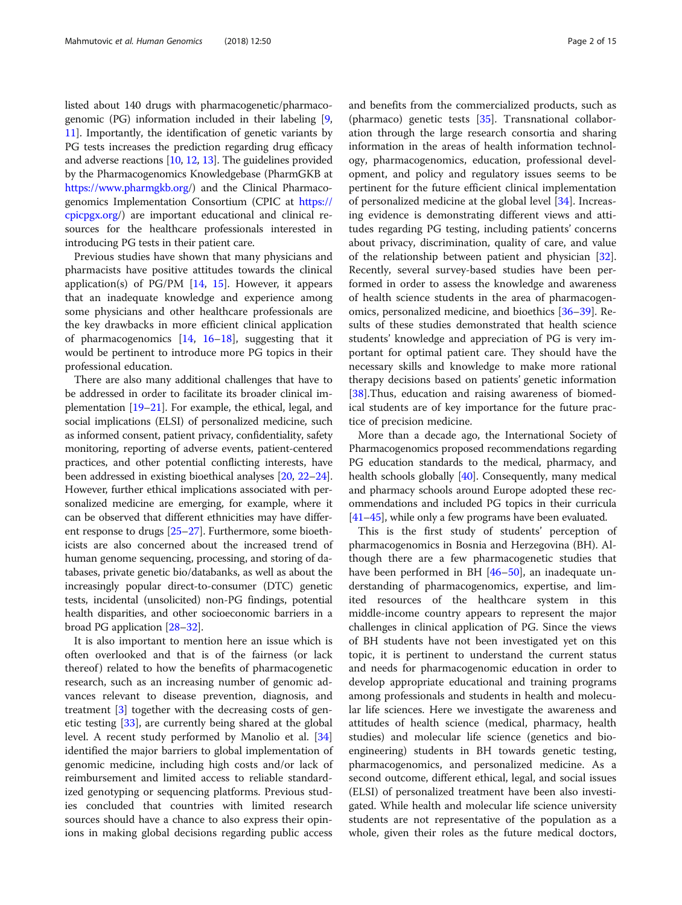listed about 140 drugs with pharmacogenetic/pharmacogenomic (PG) information included in their labeling [9, 11]. Importantly, the identification of genetic variants by PG tests increases the prediction regarding drug efficacy and adverse reactions [10, 12, 13]. The guidelines provided by the Pharmacogenomics Knowledgebase (PharmGKB at https://www.pharmgkb.org/) and the Clinical Pharmacogenomics Implementation Consortium (CPIC at https://cpicpgx.org/) are important educational and clinical resources for the healthcare professionals interested in introducing PG tests in their patient care.

Previous studies have shown that many physicians and pharmacists have positive attitudes towards the clinical application(s) of PG/PM [14, 15]. However, it appears that an inadequate knowledge and experience among some physicians and other healthcare professionals are the key drawbacks in more efficient clinical application of pharmacogenomics [14, 16–18], suggesting that it would be pertinent to introduce more PG topics in their professional education.

There are also many additional challenges that have to be addressed in order to facilitate its broader clinical implementation [19–21]. For example, the ethical, legal, and social implications (ELSI) of personalized medicine, such as informed consent, patient privacy, confidentiality, safety monitoring, reporting of adverse events, patient-centered practices, and other potential conflicting interests, have been addressed in existing bioethical analyses [20, 22–24]. However, further ethical implications associated with personalized medicine are emerging, for example, where it can be observed that different ethnicities may have different response to drugs [25–27]. Furthermore, some bioethicists are also concerned about the increased trend of human genome sequencing, processing, and storing of databases, private genetic bio/databanks, as well as about the increasingly popular direct-to-consumer (DTC) genetic tests, incidental (unsolicited) non-PG findings, potential health disparities, and other socioeconomic barriers in a broad PG application [28–32].

It is also important to mention here an issue which is often overlooked and that is of the fairness (or lack thereof) related to how the benefits of pharmacogenetic research, such as an increasing number of genomic advances relevant to disease prevention, diagnosis, and treatment [3] together with the decreasing costs of genetic testing [33], are currently being shared at the global level. A recent study performed by Manolio et al. [34] identified the major barriers to global implementation of genomic medicine, including high costs and/or lack of reimbursement and limited access to reliable standardized genotyping or sequencing platforms. Previous studies concluded that countries with limited research sources should have a chance to also express their opinions in making global decisions regarding public access and benefits from the commercialized products, such as (pharmaco) genetic tests [35]. Transnational collaboration through the large research consortia and sharing information in the areas of health information technology, pharmacogenomics, education, professional development, and policy and regulatory issues seems to be pertinent for the future efficient clinical implementation of personalized medicine at the global level [34]. Increasing evidence is demonstrating different views and attitudes regarding PG testing, including patients' concerns about privacy, discrimination, quality of care, and value of the relationship between patient and physician [32]. Recently, several survey-based studies have been performed in order to assess the knowledge and awareness of health science students in the area of pharmacogenomics, personalized medicine, and bioethics [36–39]. Results of these studies demonstrated that health science students' knowledge and appreciation of PG is very important for optimal patient care. They should have the necessary skills and knowledge to make more rational therapy decisions based on patients' genetic information [38].Thus, education and raising awareness of biomedical students are of key importance for the future practice of precision medicine.

More than a decade ago, the International Society of Pharmacogenomics proposed recommendations regarding PG education standards to the medical, pharmacy, and health schools globally [40]. Consequently, many medical and pharmacy schools around Europe adopted these recommendations and included PG topics in their curricula [41–45], while only a few programs have been evaluated.

This is the first study of students' perception of pharmacogenomics in Bosnia and Herzegovina (BH). Although there are a few pharmacogenetic studies that have been performed in BH [46–50], an inadequate understanding of pharmacogenomics, expertise, and limited resources of the healthcare system in this middle-income country appears to represent the major challenges in clinical application of PG. Since the views of BH students have not been investigated yet on this topic, it is pertinent to understand the current status and needs for pharmacogenomic education in order to develop appropriate educational and training programs among professionals and students in health and molecular life sciences. Here we investigate the awareness and attitudes of health science (medical, pharmacy, health studies) and molecular life science (genetics and bioengineering) students in BH towards genetic testing, pharmacogenomics, and personalized medicine. As a second outcome, different ethical, legal, and social issues (ELSI) of personalized treatment have been also investigated. While health and molecular life science university students are not representative of the population as a whole, given their roles as the future medical doctors,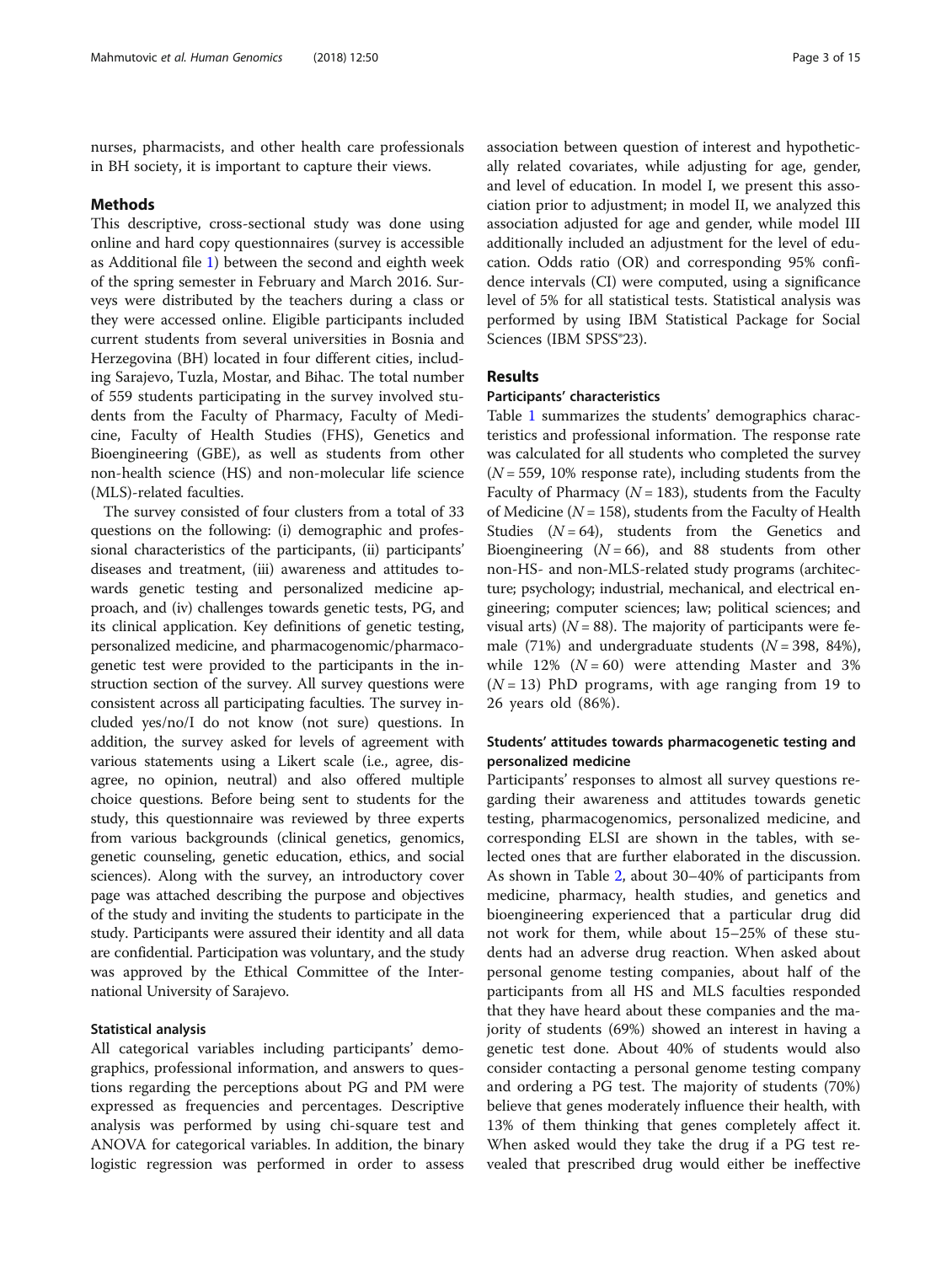nurses, pharmacists, and other health care professionals in BH society, it is important to capture their views.

## Methods

This descriptive, cross-sectional study was done using online and hard copy questionnaires (survey is accessible as Additional file 1) between the second and eighth week of the spring semester in February and March 2016. Surveys were distributed by the teachers during a class or they were accessed online. Eligible participants included current students from several universities in Bosnia and Herzegovina (BH) located in four different cities, including Sarajevo, Tuzla, Mostar, and Bihac. The total number of 559 students participating in the survey involved students from the Faculty of Pharmacy, Faculty of Medicine, Faculty of Health Studies (FHS), Genetics and Bioengineering (GBE), as well as students from other non-health science (HS) and non-molecular life science (MLS)-related faculties.

The survey consisted of four clusters from a total of 33 questions on the following: (i) demographic and professional characteristics of the participants, (ii) participants' diseases and treatment, (iii) awareness and attitudes towards genetic testing and personalized medicine approach, and (iv) challenges towards genetic tests, PG, and its clinical application. Key definitions of genetic testing, personalized medicine, and pharmacogenomic/pharmacogenetic test were provided to the participants in the instruction section of the survey. All survey questions were consistent across all participating faculties. The survey included yes/no/I do not know (not sure) questions. In addition, the survey asked for levels of agreement with various statements using a Likert scale (i.e., agree, disagree, no opinion, neutral) and also offered multiple choice questions. Before being sent to students for the study, this questionnaire was reviewed by three experts from various backgrounds (clinical genetics, genomics, genetic counseling, genetic education, ethics, and social sciences). Along with the survey, an introductory cover page was attached describing the purpose and objectives of the study and inviting the students to participate in the study. Participants were assured their identity and all data are confidential. Participation was voluntary, and the study was approved by the Ethical Committee of the International University of Sarajevo.

### Statistical analysis

All categorical variables including participants' demographics, professional information, and answers to questions regarding the perceptions about PG and PM were expressed as frequencies and percentages. Descriptive analysis was performed by using chi-square test and ANOVA for categorical variables. In addition, the binary logistic regression was performed in order to assess association between question of interest and hypothetically related covariates, while adjusting for age, gender, and level of education. In model I, we present this association prior to adjustment; in model II, we analyzed this association adjusted for age and gender, while model III additionally included an adjustment for the level of education. Odds ratio (OR) and corresponding 95% confidence intervals (CI) were computed, using a significance level of 5% for all statistical tests. Statistical analysis was performed by using IBM Statistical Package for Social Sciences (IBM SPSS®23).

## Results

### Participants' characteristics

Table 1 summarizes the students' demographics characteristics and professional information. The response rate was calculated for all students who completed the survey ($N = 559$, 10% response rate), including students from the Faculty of Pharmacy ($N = 183$), students from the Faculty of Medicine ($N = 158$), students from the Faculty of Health Studies ($N = 64$), students from the Genetics and Bioengineering ($N = 66$), and 88 students from other non-HS- and non-MLS-related study programs (architecture; psychology; industrial, mechanical, and electrical engineering; computer sciences; law; political sciences; and visual arts) ($N = 88$). The majority of participants were female (71%) and undergraduate students ($N = 398$, 84%), while 12% ($N = 60$) were attending Master and 3% ($N = 13$) PhD programs, with age ranging from 19 to 26 years old (86%).

### Students' attitudes towards pharmacogenetic testing and personalized medicine

Participants' responses to almost all survey questions regarding their awareness and attitudes towards genetic testing, pharmacogenomics, personalized medicine, and corresponding ELSI are shown in the tables, with selected ones that are further elaborated in the discussion. As shown in Table 2, about 30–40% of participants from medicine, pharmacy, health studies, and genetics and bioengineering experienced that a particular drug did not work for them, while about 15–25% of these students had an adverse drug reaction. When asked about personal genome testing companies, about half of the participants from all HS and MLS faculties responded that they have heard about these companies and the majority of students (69%) showed an interest in having a genetic test done. About 40% of students would also consider contacting a personal genome testing company and ordering a PG test. The majority of students (70%) believe that genes moderately influence their health, with 13% of them thinking that genes completely affect it. When asked would they take the drug if a PG test revealed that prescribed drug would either be ineffective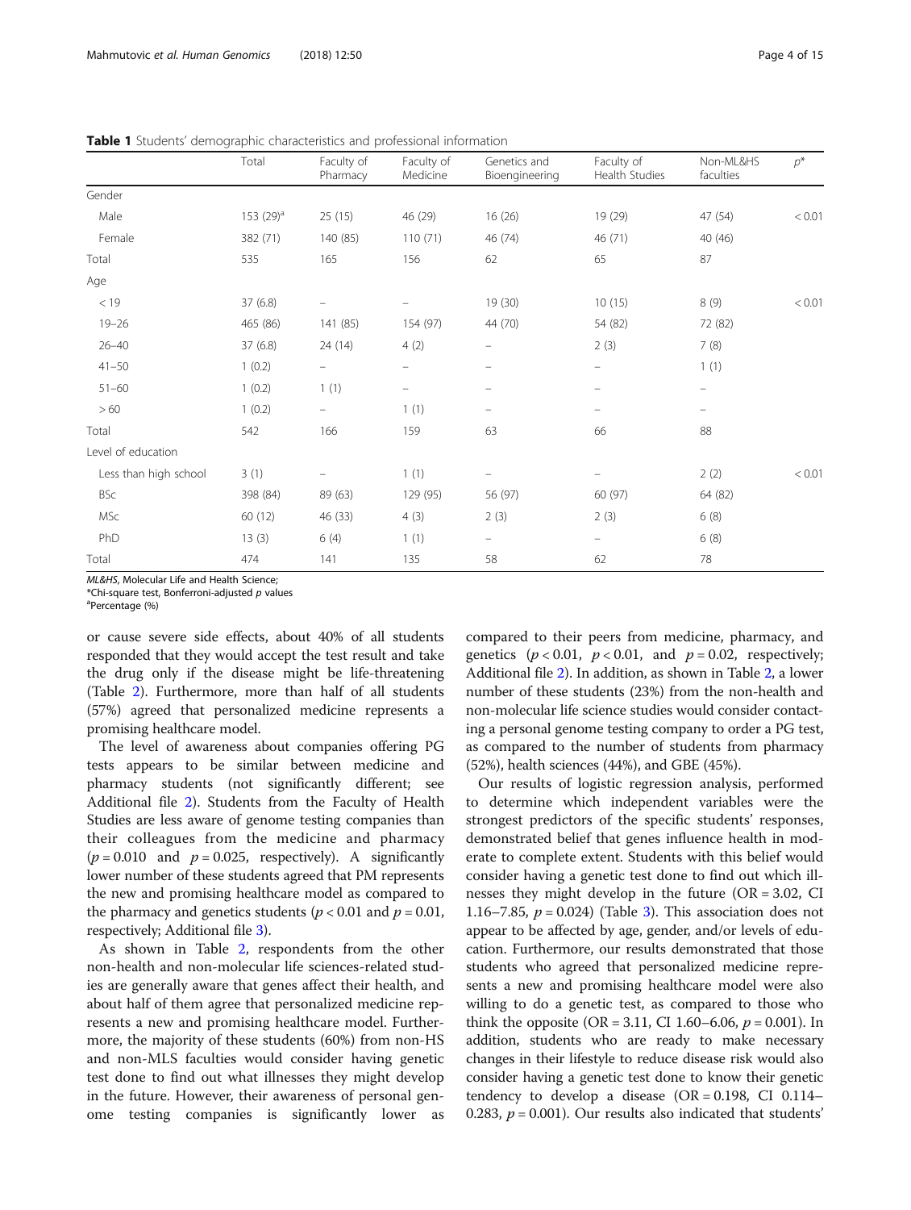**Table 1** Students' demographic characteristics and professional information

| | Total | Faculty of Pharmacy | Faculty of Medicine | Genetics and Bioengineering | Faculty of Health Studies | Non-ML&HS faculties | $p$* |
|---|---|---|---|---|---|---|---|
| Gender | | | | | | | |
| Male | 153 (29)[a] | 25 (15) | 46 (29) | 16 (26) | 19 (29) | 47 (54) | < 0.01 |
| Female | 382 (71) | 140 (85) | 110 (71) | 46 (74) | 46 (71) | 40 (46) | |
| Total | 535 | 165 | 156 | 62 | 65 | 87 | |
| Age | | | | | | | |
| < 19 | 37 (6.8) | – | – | 19 (30) | 10 (15) | 8 (9) | < 0.01 |
| 19–26 | 465 (86) | 141 (85) | 154 (97) | 44 (70) | 54 (82) | 72 (82) | |
| 26–40 | 37 (6.8) | 24 (14) | 4 (2) | – | 2 (3) | 7 (8) | |
| 41–50 | 1 (0.2) | – | – | – | – | 1 (1) | |
| 51–60 | 1 (0.2) | 1 (1) | – | – | – | – | |
| > 60 | 1 (0.2) | – | 1 (1) | – | – | – | |
| Total | 542 | 166 | 159 | 63 | 66 | 88 | |
| Level of education | | | | | | | |
| Less than high school | 3 (1) | – | 1 (1) | – | – | 2 (2) | < 0.01 |
| BSc | 398 (84) | 89 (63) | 129 (95) | 56 (97) | 60 (97) | 64 (82) | |
| MSc | 60 (12) | 46 (33) | 4 (3) | 2 (3) | 2 (3) | 6 (8) | |
| PhD | 13 (3) | 6 (4) | 1 (1) | – | – | 6 (8) | |
| Total | 474 | 141 | 135 | 58 | 62 | 78 | |

*ML&HS*, Molecular Life and Health Science;
*Chi-square test, Bonferroni-adjusted $p$ values
[a]Percentage (%)

or cause severe side effects, about 40% of all students responded that they would accept the test result and take the drug only if the disease might be life-threatening (Table 2). Furthermore, more than half of all students (57%) agreed that personalized medicine represents a promising healthcare model.

The level of awareness about companies offering PG tests appears to be similar between medicine and pharmacy students (not significantly different; see Additional file 2). Students from the Faculty of Health Studies are less aware of genome testing companies than their colleagues from the medicine and pharmacy ($p = 0.010$ and $p = 0.025$, respectively). A significantly lower number of these students agreed that PM represents the new and promising healthcare model as compared to the pharmacy and genetics students ($p < 0.01$ and $p = 0.01$, respectively; Additional file 3).

As shown in Table 2, respondents from the other non-health and non-molecular life sciences-related studies are generally aware that genes affect their health, and about half of them agree that personalized medicine represents a new and promising healthcare model. Furthermore, the majority of these students (60%) from non-HS and non-MLS faculties would consider having genetic test done to find out what illnesses they might develop in the future. However, their awareness of personal genome testing companies is significantly lower as compared to their peers from medicine, pharmacy, and genetics ($p < 0.01$, $p < 0.01$, and $p = 0.02$, respectively; Additional file 2). In addition, as shown in Table 2, a lower number of these students (23%) from the non-health and non-molecular life science studies would consider contacting a personal genome testing company to order a PG test, as compared to the number of students from pharmacy (52%), health sciences (44%), and GBE (45%).

Our results of logistic regression analysis, performed to determine which independent variables were the strongest predictors of the specific students' responses, demonstrated belief that genes influence health in moderate to complete extent. Students with this belief would consider having a genetic test done to find out which illnesses they might develop in the future (OR = 3.02, CI 1.16–7.85, $p = 0.024$) (Table 3). This association does not appear to be affected by age, gender, and/or levels of education. Furthermore, our results demonstrated that those students who agreed that personalized medicine represents a new and promising healthcare model were also willing to do a genetic test, as compared to those who think the opposite (OR = 3.11, CI 1.60–6.06, $p = 0.001$). In addition, students who are ready to make necessary changes in their lifestyle to reduce disease risk would also consider having a genetic test done to know their genetic tendency to develop a disease (OR = 0.198, CI 0.114–0.283, $p = 0.001$). Our results also indicated that students'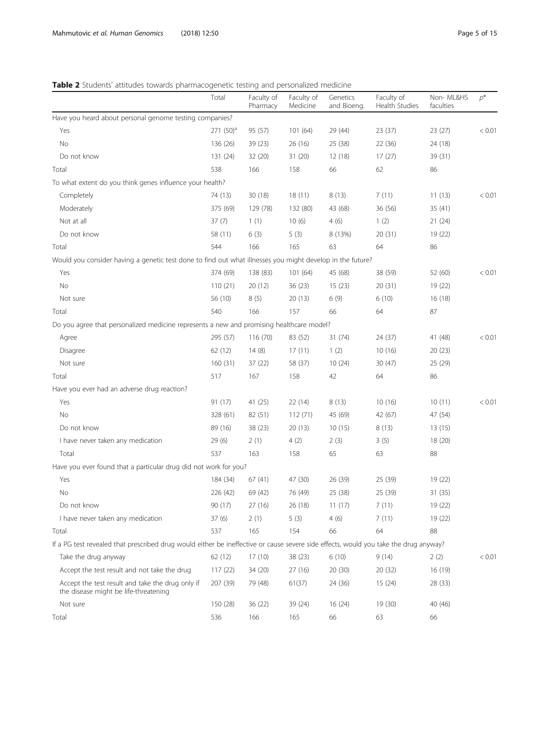**Table 2** Students' attitudes towards pharmacogenetic testing and personalized medicine

| | Total | Faculty of Pharmacy | Faculty of Medicine | Genetics and Bioeng. | Faculty of Health Studies | Non- ML&HS faculties | $p^*$ |
|---|---|---|---|---|---|---|---|
| Have you heard about personal genome testing companies? | | | | | | | |
| Yes | 271 (50)[a] | 95 (57) | 101 (64) | 29 (44) | 23 (37) | 23 (27) | < 0.01 |
| No | 136 (26) | 39 (23) | 26 (16) | 25 (38) | 22 (36) | 24 (18) | |
| Do not know | 131 (24) | 32 (20) | 31 (20) | 12 (18) | 17 (27) | 39 (31) | |
| Total | 538 | 166 | 158 | 66 | 62 | 86 | |
| To what extent do you think genes influence your health? | | | | | | | |
| Completely | 74 (13) | 30 (18) | 18 (11) | 8 (13) | 7 (11) | 11 (13) | < 0.01 |
| Moderately | 375 (69) | 129 (78) | 132 (80) | 43 (68) | 36 (56) | 35 (41) | |
| Not at all | 37 (7) | 1 (1) | 10 (6) | 4 (6) | 1 (2) | 21 (24) | |
| Do not know | 58 (11) | 6 (3) | 5 (3) | 8 (13%) | 20 (31) | 19 (22) | |
| Total | 544 | 166 | 165 | 63 | 64 | 86 | |
| Would you consider having a genetic test done to find out what illnesses you might develop in the future? | | | | | | | |
| Yes | 374 (69) | 138 (83) | 101 (64) | 45 (68) | 38 (59) | 52 (60) | < 0.01 |
| No | 110 (21) | 20 (12) | 36 (23) | 15 (23) | 20 (31) | 19 (22) | |
| Not sure | 56 (10) | 8 (5) | 20 (13) | 6 (9) | 6 (10) | 16 (18) | |
| Total | 540 | 166 | 157 | 66 | 64 | 87 | |
| Do you agree that personalized medicine represents a new and promising healthcare model? | | | | | | | |
| Agree | 295 (57) | 116 (70) | 83 (52) | 31 (74) | 24 (37) | 41 (48) | < 0.01 |
| Disagree | 62 (12) | 14 (8) | 17 (11) | 1 (2) | 10 (16) | 20 (23) | |
| Not sure | 160 (31) | 37 (22) | 58 (37) | 10 (24) | 30 (47) | 25 (29) | |
| Total | 517 | 167 | 158 | 42 | 64 | 86 | |
| Have you ever had an adverse drug reaction? | | | | | | | |
| Yes | 91 (17) | 41 (25) | 22 (14) | 8 (13) | 10 (16) | 10 (11) | < 0.01 |
| No | 328 (61) | 82 (51) | 112 (71) | 45 (69) | 42 (67) | 47 (54) | |
| Do not know | 89 (16) | 38 (23) | 20 (13) | 10 (15) | 8 (13) | 13 (15) | |
| I have never taken any medication | 29 (6) | 2 (1) | 4 (2) | 2 (3) | 3 (5) | 18 (20) | |
| Total | 537 | 163 | 158 | 65 | 63 | 88 | |
| Have you ever found that a particular drug did not work for you? | | | | | | | |
| Yes | 184 (34) | 67 (41) | 47 (30) | 26 (39) | 25 (39) | 19 (22) | |
| No | 226 (42) | 69 (42) | 76 (49) | 25 (38) | 25 (39) | 31 (35) | |
| Do not know | 90 (17) | 27 (16) | 26 (18) | 11 (17) | 7 (11) | 19 (22) | |
| I have never taken any medication | 37 (6) | 2 (1) | 5 (3) | 4 (6) | 7 (11) | 19 (22) | |
| Total | 537 | 165 | 154 | 66 | 64 | 88 | |
| If a PG test revealed that prescribed drug would either be ineffective or cause severe side effects, would you take the drug anyway? | | | | | | | |
| Take the drug anyway | 62 (12) | 17 (10) | 38 (23) | 6 (10) | 9 (14) | 2 (2) | < 0.01 |
| Accept the test result and not take the drug | 117 (22) | 34 (20) | 27 (16) | 20 (30) | 20 (32) | 16 (19) | |
| Accept the test result and take the drug only if the disease might be life-threatening | 207 (39) | 79 (48) | 61(37) | 24 (36) | 15 (24) | 28 (33) | |
| Not sure | 150 (28) | 36 (22) | 39 (24) | 16 (24) | 19 (30) | 40 (46) | |
| Total | 536 | 166 | 165 | 66 | 63 | 66 | |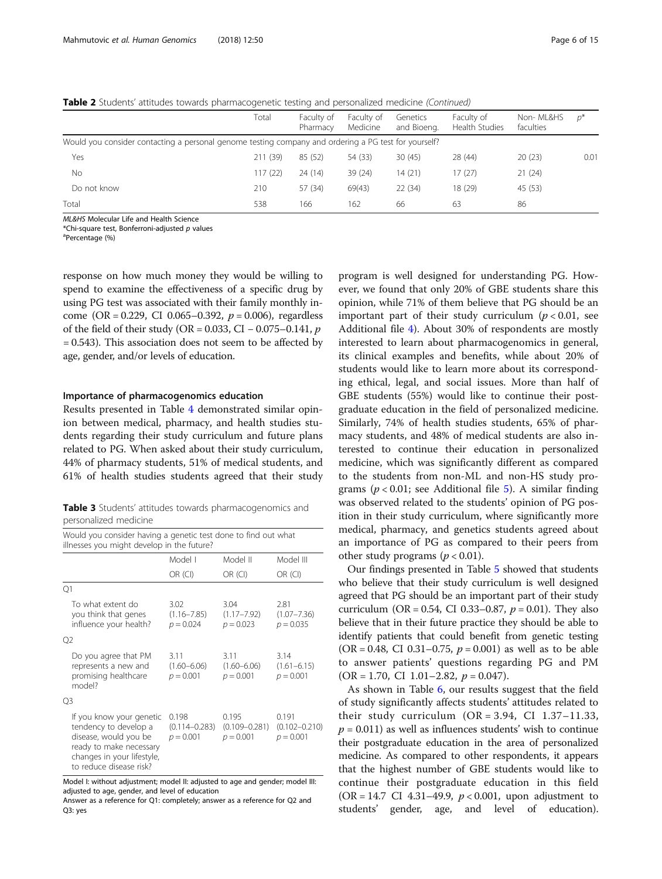**Table 2** Students' attitudes towards pharmacogenetic testing and personalized medicine *(Continued)*

| | Total | Faculty of Pharmacy | Faculty of Medicine | Genetics and Bioeng. | Faculty of Health Studies | Non- ML&HS faculties | $p$* |
|---|---|---|---|---|---|---|---|
| Would you consider contacting a personal genome testing company and ordering a PG test for yourself? | | | | | | | |
| Yes | 211 (39) | 85 (52) | 54 (33) | 30 (45) | 28 (44) | 20 (23) | 0.01 |
| No | 117 (22) | 24 (14) | 39 (24) | 14 (21) | 17 (27) | 21 (24) | |
| Do not know | 210 | 57 (34) | 69(43) | 22 (34) | 18 (29) | 45 (53) | |
| Total | 538 | 166 | 162 | 66 | 63 | 86 | |

*ML&HS* Molecular Life and Health Science
*Chi-square test, Bonferroni-adjusted $p$ values
[a]Percentage (%)

response on how much money they would be willing to spend to examine the effectiveness of a specific drug by using PG test was associated with their family monthly income (OR = 0.229, CI 0.065–0.392, $p = 0.006$), regardless of the field of their study (OR = 0.033, CI − 0.075–0.141, $p = 0.543$). This association does not seem to be affected by age, gender, and/or levels of education.

### Importance of pharmacogenomics education

Results presented in Table 4 demonstrated similar opinion between medical, pharmacy, and health studies students regarding their study curriculum and future plans related to PG. When asked about their study curriculum, 44% of pharmacy students, 51% of medical students, and 61% of health studies students agreed that their study program is well designed for understanding PG. However, we found that only 20% of GBE students share this opinion, while 71% of them believe that PG should be an important part of their study curriculum ($p < 0.01$, see Additional file 4). About 30% of respondents are mostly interested to learn about pharmacogenomics in general, its clinical examples and benefits, while about 20% of students would like to learn more about its corresponding ethical, legal, and social issues. More than half of GBE students (55%) would like to continue their postgraduate education in the field of personalized medicine. Similarly, 74% of health studies students, 65% of pharmacy students, and 48% of medical students are also interested to continue their education in personalized medicine, which was significantly different as compared to the students from non-ML and non-HS study programs ($p < 0.01$; see Additional file 5). A similar finding was observed related to the students' opinion of PG position in their study curriculum, where significantly more medical, pharmacy, and genetics students agreed about an importance of PG as compared to their peers from other study programs ($p < 0.01$).

Our findings presented in Table 5 showed that students who believe that their study curriculum is well designed agreed that PG should be an important part of their study curriculum (OR = 0.54, CI 0.33–0.87, $p = 0.01$). They also believe that in their future practice they should be able to identify patients that could benefit from genetic testing (OR = 0.48, CI 0.31–0.75, $p = 0.001$) as well as to be able to answer patients' questions regarding PG and PM (OR = 1.70, CI 1.01–2.82, $p = 0.047$).

As shown in Table 6, our results suggest that the field of study significantly affects students' attitudes related to their study curriculum (OR = 3.94, CI 1.37–11.33, $p = 0.011$) as well as influences students' wish to continue their postgraduate education in the area of personalized medicine. As compared to other respondents, it appears that the highest number of GBE students would like to continue their postgraduate education in this field (OR = 14.7 CI 4.31–49.9, $p < 0.001$, upon adjustment to students' gender, age, and level of education).

**Table 3** Students' attitudes towards pharmacogenomics and personalized medicine

| Would you consider having a genetic test done to find out what illnesses you might develop in the future? | Model I | Model II | Model III |
|---|---|---|---|
| | OR (CI) | OR (CI) | OR (CI) |
| Q1 | | | |
| To what extent do you think that genes influence your health? | 3.02 (1.16–7.85) $p = 0.024$ | 3.04 (1.17–7.92) $p = 0.023$ | 2.81 (1.07–7.36) $p = 0.035$ |
| Q2 | | | |
| Do you agree that PM represents a new and promising healthcare model? | 3.11 (1.60–6.06) $p = 0.001$ | 3.11 (1.60–6.06) $p = 0.001$ | 3.14 (1.61–6.15) $p = 0.001$ |
| Q3 | | | |
| If you know your genetic tendency to develop a disease, would you be ready to make necessary changes in your lifestyle, to reduce disease risk? | 0.198 (0.114–0.283) $p = 0.001$ | 0.195 (0.109–0.281) $p = 0.001$ | 0.191 (0.102–0.210) $p = 0.001$ |

Model I: without adjustment; model II: adjusted to age and gender; model III: adjusted to age, gender, and level of education
Answer as a reference for Q1: completely; answer as a reference for Q2 and Q3: yes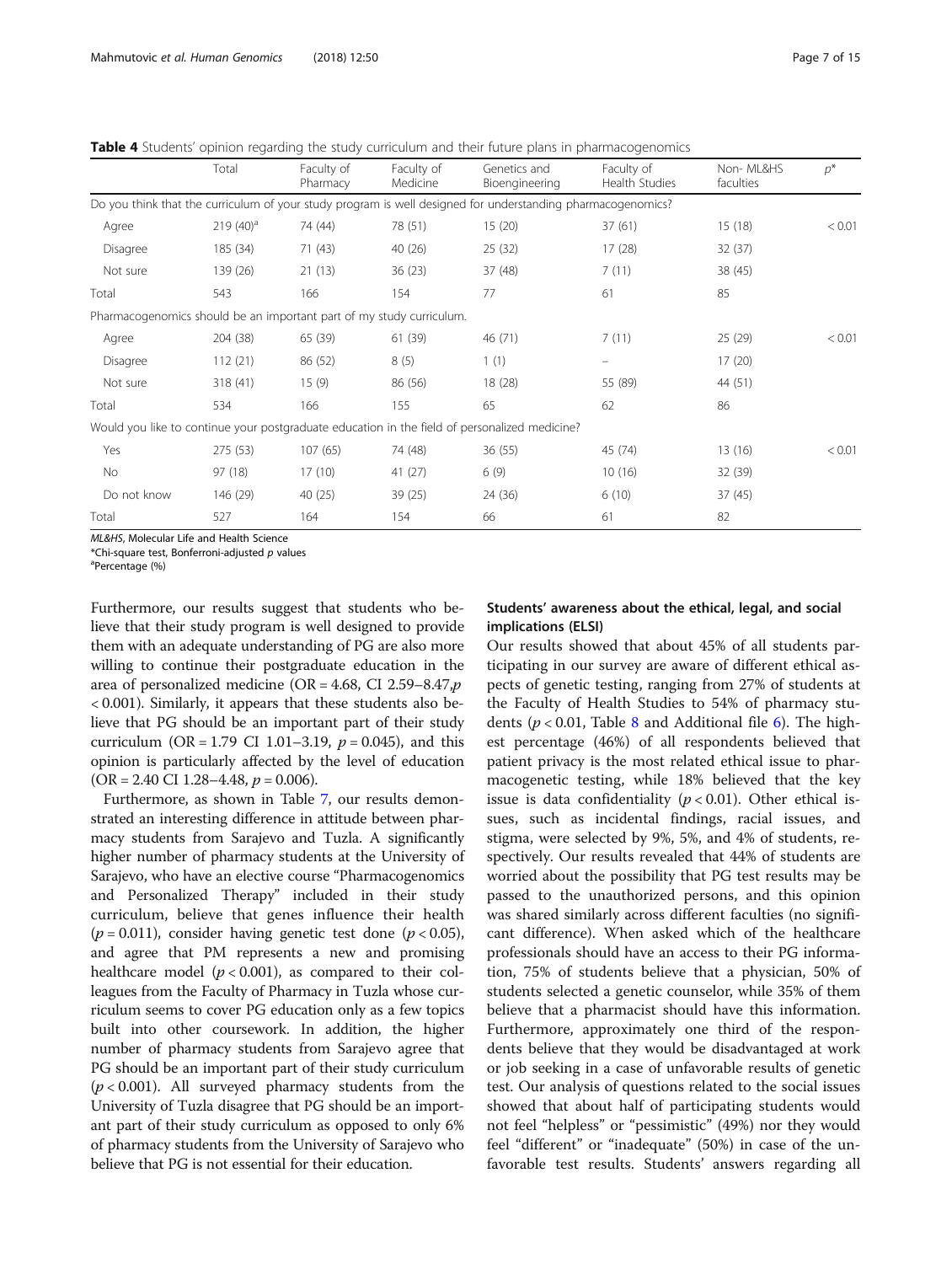**Table 4** Students' opinion regarding the study curriculum and their future plans in pharmacogenomics

| | Total | Faculty of Pharmacy | Faculty of Medicine | Genetics and Bioengineering | Faculty of Health Studies | Non- ML&HS faculties | $p$* |
|---|---|---|---|---|---|---|---|
| Do you think that the curriculum of your study program is well designed for understanding pharmacogenomics? | | | | | | | |
| Agree | 219 (40)[a] | 74 (44) | 78 (51) | 15 (20) | 37 (61) | 15 (18) | < 0.01 |
| Disagree | 185 (34) | 71 (43) | 40 (26) | 25 (32) | 17 (28) | 32 (37) | |
| Not sure | 139 (26) | 21 (13) | 36 (23) | 37 (48) | 7 (11) | 38 (45) | |
| Total | 543 | 166 | 154 | 77 | 61 | 85 | |
| Pharmacogenomics should be an important part of my study curriculum. | | | | | | | |
| Agree | 204 (38) | 65 (39) | 61 (39) | 46 (71) | 7 (11) | 25 (29) | < 0.01 |
| Disagree | 112 (21) | 86 (52) | 8 (5) | 1 (1) | – | 17 (20) | |
| Not sure | 318 (41) | 15 (9) | 86 (56) | 18 (28) | 55 (89) | 44 (51) | |
| Total | 534 | 166 | 155 | 65 | 62 | 86 | |
| Would you like to continue your postgraduate education in the field of personalized medicine? | | | | | | | |
| Yes | 275 (53) | 107 (65) | 74 (48) | 36 (55) | 45 (74) | 13 (16) | < 0.01 |
| No | 97 (18) | 17 (10) | 41 (27) | 6 (9) | 10 (16) | 32 (39) | |
| Do not know | 146 (29) | 40 (25) | 39 (25) | 24 (36) | 6 (10) | 37 (45) | |
| Total | 527 | 164 | 154 | 66 | 61 | 82 | |

*ML&HS*, Molecular Life and Health Science
*Chi-square test, Bonferroni-adjusted $p$ values
[a]Percentage (%)

Furthermore, our results suggest that students who believe that their study program is well designed to provide them with an adequate understanding of PG are also more willing to continue their postgraduate education in the area of personalized medicine (OR = 4.68, CI 2.59–8.47, $p < 0.001$). Similarly, it appears that these students also believe that PG should be an important part of their study curriculum (OR = 1.79 CI 1.01–3.19, $p = 0.045$), and this opinion is particularly affected by the level of education (OR = 2.40 CI 1.28–4.48, $p = 0.006$).

Furthermore, as shown in Table 7, our results demonstrated an interesting difference in attitude between pharmacy students from Sarajevo and Tuzla. A significantly higher number of pharmacy students at the University of Sarajevo, who have an elective course "Pharmacogenomics and Personalized Therapy" included in their study curriculum, believe that genes influence their health ($p = 0.011$), consider having genetic test done ($p < 0.05$), and agree that PM represents a new and promising healthcare model ($p < 0.001$), as compared to their colleagues from the Faculty of Pharmacy in Tuzla whose curriculum seems to cover PG education only as a few topics built into other coursework. In addition, the higher number of pharmacy students from Sarajevo agree that PG should be an important part of their study curriculum ($p < 0.001$). All surveyed pharmacy students from the University of Tuzla disagree that PG should be an important part of their study curriculum as opposed to only 6% of pharmacy students from the University of Sarajevo who believe that PG is not essential for their education.

### Students' awareness about the ethical, legal, and social implications (ELSI)

Our results showed that about 45% of all students participating in our survey are aware of different ethical aspects of genetic testing, ranging from 27% of students at the Faculty of Health Studies to 54% of pharmacy students ($p < 0.01$, Table 8 and Additional file 6). The highest percentage (46%) of all respondents believed that patient privacy is the most related ethical issue to pharmacogenetic testing, while 18% believed that the key issue is data confidentiality ($p < 0.01$). Other ethical issues, such as incidental findings, racial issues, and stigma, were selected by 9%, 5%, and 4% of students, respectively. Our results revealed that 44% of students are worried about the possibility that PG test results may be passed to the unauthorized persons, and this opinion was shared similarly across different faculties (no significant difference). When asked which of the healthcare professionals should have an access to their PG information, 75% of students believe that a physician, 50% of students selected a genetic counselor, while 35% of them believe that a pharmacist should have this information. Furthermore, approximately one third of the respondents believe that they would be disadvantaged at work or job seeking in a case of unfavorable results of genetic test. Our analysis of questions related to the social issues showed that about half of participating students would not feel "helpless" or "pessimistic" (49%) nor they would feel "different" or "inadequate" (50%) in case of the unfavorable test results. Students' answers regarding all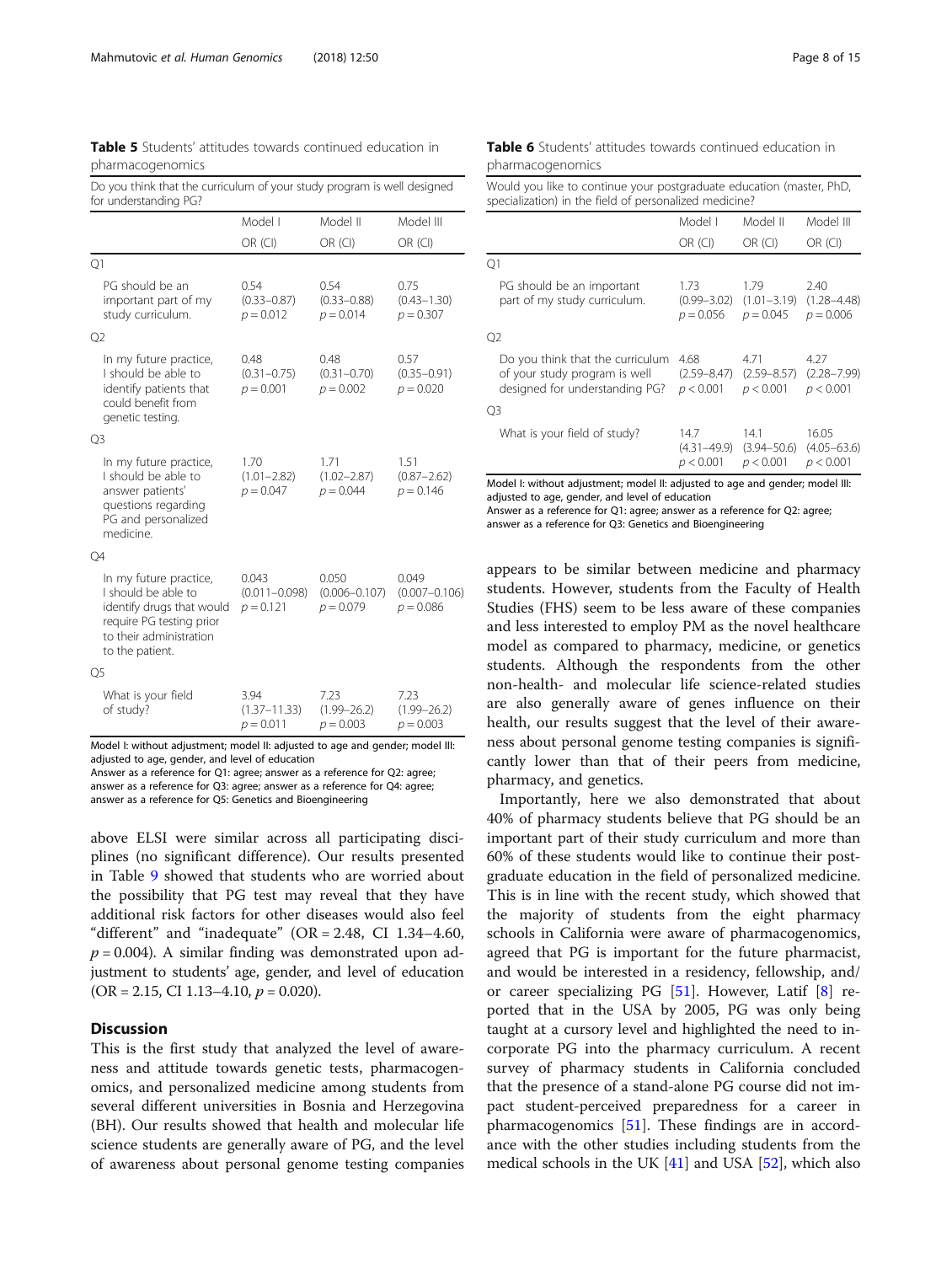**Table 5** Students' attitudes towards continued education in pharmacogenomics

| Do you think that the curriculum of your study program is well designed for understanding PG? | Model I | Model II | Model III |
|---|---|---|---|
| | OR (CI) | OR (CI) | OR (CI) |
| Q1 | | | |
| PG should be an important part of my study curriculum. | 0.54 (0.33–0.87) $p = 0.012$ | 0.54 (0.33–0.88) $p = 0.014$ | 0.75 (0.43–1.30) $p = 0.307$ |
| Q2 | | | |
| In my future practice, I should be able to identify patients that could benefit from genetic testing. | 0.48 (0.31–0.75) $p = 0.001$ | 0.48 (0.31–0.70) $p = 0.002$ | 0.57 (0.35–0.91) $p = 0.020$ |
| Q3 | | | |
| In my future practice, I should be able to answer patients' questions regarding PG and personalized medicine. | 1.70 (1.01–2.82) $p = 0.047$ | 1.71 (1.02–2.87) $p = 0.044$ | 1.51 (0.87–2.62) $p = 0.146$ |
| Q4 | | | |
| In my future practice, I should be able to identify drugs that would require PG testing prior to their administration to the patient. | 0.043 (0.011–0.098) $p = 0.121$ | 0.050 (0.006–0.107) $p = 0.079$ | 0.049 (0.007–0.106) $p = 0.086$ |
| Q5 | | | |
| What is your field of study? | 3.94 (1.37–11.33) $p = 0.011$ | 7.23 (1.99–26.2) $p = 0.003$ | 7.23 (1.99–26.2) $p = 0.003$ |

Model I: without adjustment; model II: adjusted to age and gender; model III: adjusted to age, gender, and level of education
Answer as a reference for Q1: agree; answer as a reference for Q2: agree; answer as a reference for Q3: agree; answer as a reference for Q4: agree; answer as a reference for Q5: Genetics and Bioengineering

**Table 6** Students' attitudes towards continued education in pharmacogenomics

| Would you like to continue your postgraduate education (master, PhD, specialization) in the field of personalized medicine? | Model I | Model II | Model III |
|---|---|---|---|
| | OR (CI) | OR (CI) | OR (CI) |
| Q1 | | | |
| PG should be an important part of my study curriculum. | 1.73 (0.99–3.02) $p = 0.056$ | 1.79 (1.01–3.19) $p = 0.045$ | 2.40 (1.28–4.48) $p = 0.006$ |
| Q2 | | | |
| Do you think that the curriculum of your study program is well designed for understanding PG? | 4.68 (2.59–8.47) $p < 0.001$ | 4.71 (2.59–8.57) $p < 0.001$ | 4.27 (2.28–7.99) $p < 0.001$ |
| Q3 | | | |
| What is your field of study? | 14.7 (4.31–49.9) $p < 0.001$ | 14.1 (3.94–50.6) $p < 0.001$ | 16.05 (4.05–63.6) $p < 0.001$ |

Model I: without adjustment; model II: adjusted to age and gender; model III: adjusted to age, gender, and level of education
Answer as a reference for Q1: agree; answer as a reference for Q2: agree; answer as a reference for Q3: Genetics and Bioengineering

above ELSI were similar across all participating disciplines (no significant difference). Our results presented in Table 9 showed that students who are worried about the possibility that PG test may reveal that they have additional risk factors for other diseases would also feel "different" and "inadequate" (OR = 2.48, CI 1.34–4.60, $p = 0.004$). A similar finding was demonstrated upon adjustment to students' age, gender, and level of education (OR = 2.15, CI 1.13–4.10, $p = 0.020$).

## Discussion

This is the first study that analyzed the level of awareness and attitude towards genetic tests, pharmacogenomics, and personalized medicine among students from several different universities in Bosnia and Herzegovina (BH). Our results showed that health and molecular life science students are generally aware of PG, and the level of awareness about personal genome testing companies appears to be similar between medicine and pharmacy students. However, students from the Faculty of Health Studies (FHS) seem to be less aware of these companies and less interested to employ PM as the novel healthcare model as compared to pharmacy, medicine, or genetics students. Although the respondents from the other non-health- and molecular life science-related studies are also generally aware of genes influence on their health, our results suggest that the level of their awareness about personal genome testing companies is significantly lower than that of their peers from medicine, pharmacy, and genetics.

Importantly, here we also demonstrated that about 40% of pharmacy students believe that PG should be an important part of their study curriculum and more than 60% of these students would like to continue their postgraduate education in the field of personalized medicine. This is in line with the recent study, which showed that the majority of students from the eight pharmacy schools in California were aware of pharmacogenomics, agreed that PG is important for the future pharmacist, and would be interested in a residency, fellowship, and/or career specializing PG [51]. However, Latif [8] reported that in the USA by 2005, PG was only being taught at a cursory level and highlighted the need to incorporate PG into the pharmacy curriculum. A recent survey of pharmacy students in California concluded that the presence of a stand-alone PG course did not impact student-perceived preparedness for a career in pharmacogenomics [51]. These findings are in accordance with the other studies including students from the medical schools in the UK [41] and USA [52], which also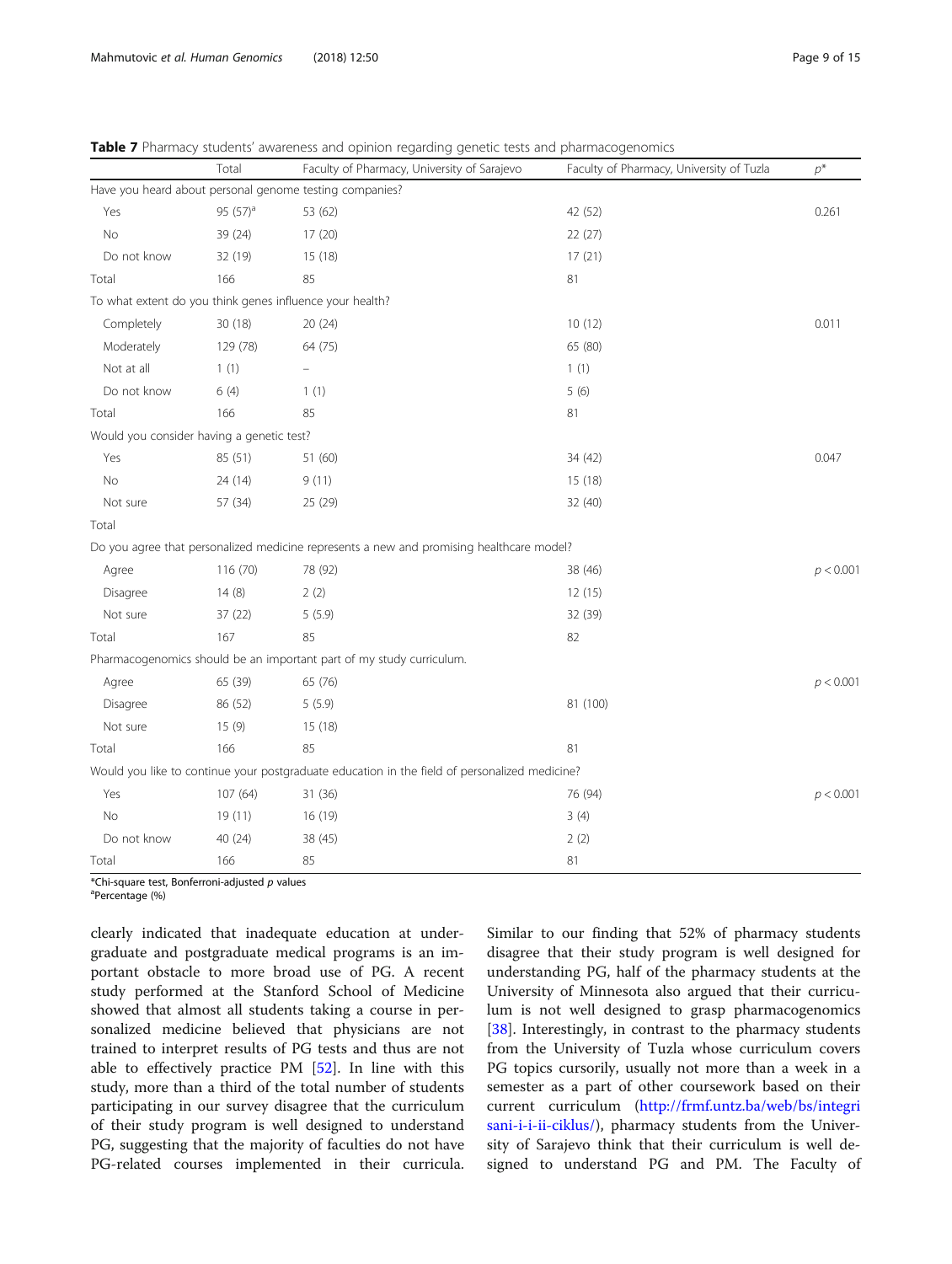**Table 7** Pharmacy students' awareness and opinion regarding genetic tests and pharmacogenomics

| | Total | Faculty of Pharmacy, University of Sarajevo | Faculty of Pharmacy, University of Tuzla | $p$* |
|---|---|---|---|---|
| Have you heard about personal genome testing companies? | | | | |
| Yes | 95 (57)[a] | 53 (62) | 42 (52) | 0.261 |
| No | 39 (24) | 17 (20) | 22 (27) | |
| Do not know | 32 (19) | 15 (18) | 17 (21) | |
| Total | 166 | 85 | 81 | |
| To what extent do you think genes influence your health? | | | | |
| Completely | 30 (18) | 20 (24) | 10 (12) | 0.011 |
| Moderately | 129 (78) | 64 (75) | 65 (80) | |
| Not at all | 1 (1) | – | 1 (1) | |
| Do not know | 6 (4) | 1 (1) | 5 (6) | |
| Total | 166 | 85 | 81 | |
| Would you consider having a genetic test? | | | | |
| Yes | 85 (51) | 51 (60) | 34 (42) | 0.047 |
| No | 24 (14) | 9 (11) | 15 (18) | |
| Not sure | 57 (34) | 25 (29) | 32 (40) | |
| Total | | | | |
| Do you agree that personalized medicine represents a new and promising healthcare model? | | | | |
| Agree | 116 (70) | 78 (92) | 38 (46) | $p < 0.001$ |
| Disagree | 14 (8) | 2 (2) | 12 (15) | |
| Not sure | 37 (22) | 5 (5.9) | 32 (39) | |
| Total | 167 | 85 | 82 | |
| Pharmacogenomics should be an important part of my study curriculum. | | | | |
| Agree | 65 (39) | 65 (76) | | $p < 0.001$ |
| Disagree | 86 (52) | 5 (5.9) | 81 (100) | |
| Not sure | 15 (9) | 15 (18) | | |
| Total | 166 | 85 | 81 | |
| Would you like to continue your postgraduate education in the field of personalized medicine? | | | | |
| Yes | 107 (64) | 31 (36) | 76 (94) | $p < 0.001$ |
| No | 19 (11) | 16 (19) | 3 (4) | |
| Do not know | 40 (24) | 38 (45) | 2 (2) | |
| Total | 166 | 85 | 81 | |

*Chi-square test, Bonferroni-adjusted $p$ values
[a]Percentage (%)

clearly indicated that inadequate education at undergraduate and postgraduate medical programs is an important obstacle to more broad use of PG. A recent study performed at the Stanford School of Medicine showed that almost all students taking a course in personalized medicine believed that physicians are not trained to interpret results of PG tests and thus are not able to effectively practice PM [52]. In line with this study, more than a third of the total number of students participating in our survey disagree that the curriculum of their study program is well designed to understand PG, suggesting that the majority of faculties do not have PG-related courses implemented in their curricula. Similar to our finding that 52% of pharmacy students disagree that their study program is well designed for understanding PG, half of the pharmacy students at the University of Minnesota also argued that their curriculum is not well designed to grasp pharmacogenomics [38]. Interestingly, in contrast to the pharmacy students from the University of Tuzla whose curriculum covers PG topics cursorily, usually not more than a week in a semester as a part of other coursework based on their current curriculum (http://frmf.untz.ba/web/bs/integrisani-i-i-ii-ciklus/), pharmacy students from the University of Sarajevo think that their curriculum is well designed to understand PG and PM. The Faculty of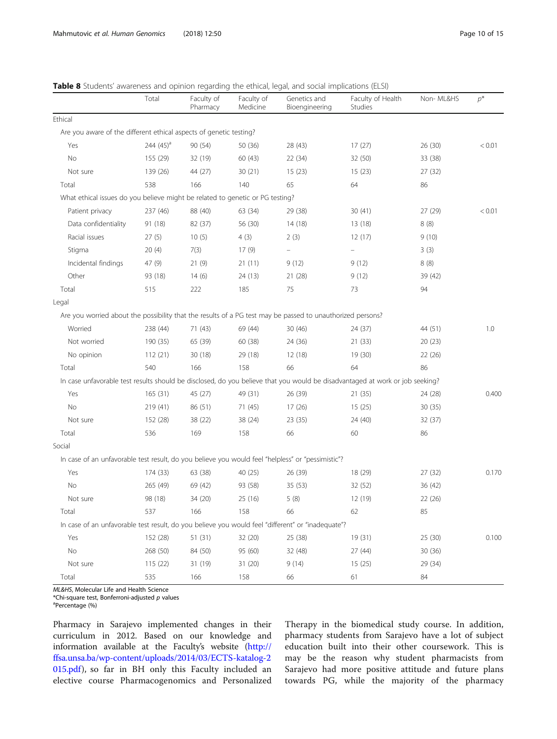**Table 8** Students' awareness and opinion regarding the ethical, legal, and social implications (ELSI)

| | Total | Faculty of Pharmacy | Faculty of Medicine | Genetics and Bioengineering | Faculty of Health Studies | Non- ML&HS | $p$* |
|---|---|---|---|---|---|---|---|
| Ethical | | | | | | | |
| Are you aware of the different ethical aspects of genetic testing? | | | | | | | |
| Yes | 244 (45)[a] | 90 (54) | 50 (36) | 28 (43) | 17 (27) | 26 (30) | < 0.01 |
| No | 155 (29) | 32 (19) | 60 (43) | 22 (34) | 32 (50) | 33 (38) | |
| Not sure | 139 (26) | 44 (27) | 30 (21) | 15 (23) | 15 (23) | 27 (32) | |
| Total | 538 | 166 | 140 | 65 | 64 | 86 | |
| What ethical issues do you believe might be related to genetic or PG testing? | | | | | | | |
| Patient privacy | 237 (46) | 88 (40) | 63 (34) | 29 (38) | 30 (41) | 27 (29) | < 0.01 |
| Data confidentiality | 91 (18) | 82 (37) | 56 (30) | 14 (18) | 13 (18) | 8 (8) | |
| Racial issues | 27 (5) | 10 (5) | 4 (3) | 2 (3) | 12 (17) | 9 (10) | |
| Stigma | 20 (4) | 7(3) | 17 (9) | – | – | 3 (3) | |
| Incidental findings | 47 (9) | 21 (9) | 21 (11) | 9 (12) | 9 (12) | 8 (8) | |
| Other | 93 (18) | 14 (6) | 24 (13) | 21 (28) | 9 (12) | 39 (42) | |
| Total | 515 | 222 | 185 | 75 | 73 | 94 | |
| Legal | | | | | | | |
| Are you worried about the possibility that the results of a PG test may be passed to unauthorized persons? | | | | | | | |
| Worried | 238 (44) | 71 (43) | 69 (44) | 30 (46) | 24 (37) | 44 (51) | 1.0 |
| Not worried | 190 (35) | 65 (39) | 60 (38) | 24 (36) | 21 (33) | 20 (23) | |
| No opinion | 112 (21) | 30 (18) | 29 (18) | 12 (18) | 19 (30) | 22 (26) | |
| Total | 540 | 166 | 158 | 66 | 64 | 86 | |
| In case unfavorable test results should be disclosed, do you believe that you would be disadvantaged at work or job seeking? | | | | | | | |
| Yes | 165 (31) | 45 (27) | 49 (31) | 26 (39) | 21 (35) | 24 (28) | 0.400 |
| No | 219 (41) | 86 (51) | 71 (45) | 17 (26) | 15 (25) | 30 (35) | |
| Not sure | 152 (28) | 38 (22) | 38 (24) | 23 (35) | 24 (40) | 32 (37) | |
| Total | 536 | 169 | 158 | 66 | 60 | 86 | |
| Social | | | | | | | |
| In case of an unfavorable test result, do you believe you would feel "helpless" or "pessimistic"? | | | | | | | |
| Yes | 174 (33) | 63 (38) | 40 (25) | 26 (39) | 18 (29) | 27 (32) | 0.170 |
| No | 265 (49) | 69 (42) | 93 (58) | 35 (53) | 32 (52) | 36 (42) | |
| Not sure | 98 (18) | 34 (20) | 25 (16) | 5 (8) | 12 (19) | 22 (26) | |
| Total | 537 | 166 | 158 | 66 | 62 | 85 | |
| In case of an unfavorable test result, do you believe you would feel "different" or "inadequate"? | | | | | | | |
| Yes | 152 (28) | 51 (31) | 32 (20) | 25 (38) | 19 (31) | 25 (30) | 0.100 |
| No | 268 (50) | 84 (50) | 95 (60) | 32 (48) | 27 (44) | 30 (36) | |
| Not sure | 115 (22) | 31 (19) | 31 (20) | 9 (14) | 15 (25) | 29 (34) | |
| Total | 535 | 166 | 158 | 66 | 61 | 84 | |

*ML&HS*, Molecular Life and Health Science
*Chi-square test, Bonferroni-adjusted $p$ values
[a]Percentage (%)

Pharmacy in Sarajevo implemented changes in their curriculum in 2012. Based on our knowledge and information available at the Faculty's website (http://ffsa.unsa.ba/wp-content/uploads/2014/03/ECTS-katalog-2015.pdf), so far in BH only this Faculty included an elective course Pharmacogenomics and Personalized Therapy in the biomedical study course. In addition, pharmacy students from Sarajevo have a lot of subject education built into their other coursework. This is may be the reason why student pharmacists from Sarajevo had more positive attitude and future plans towards PG, while the majority of the pharmacy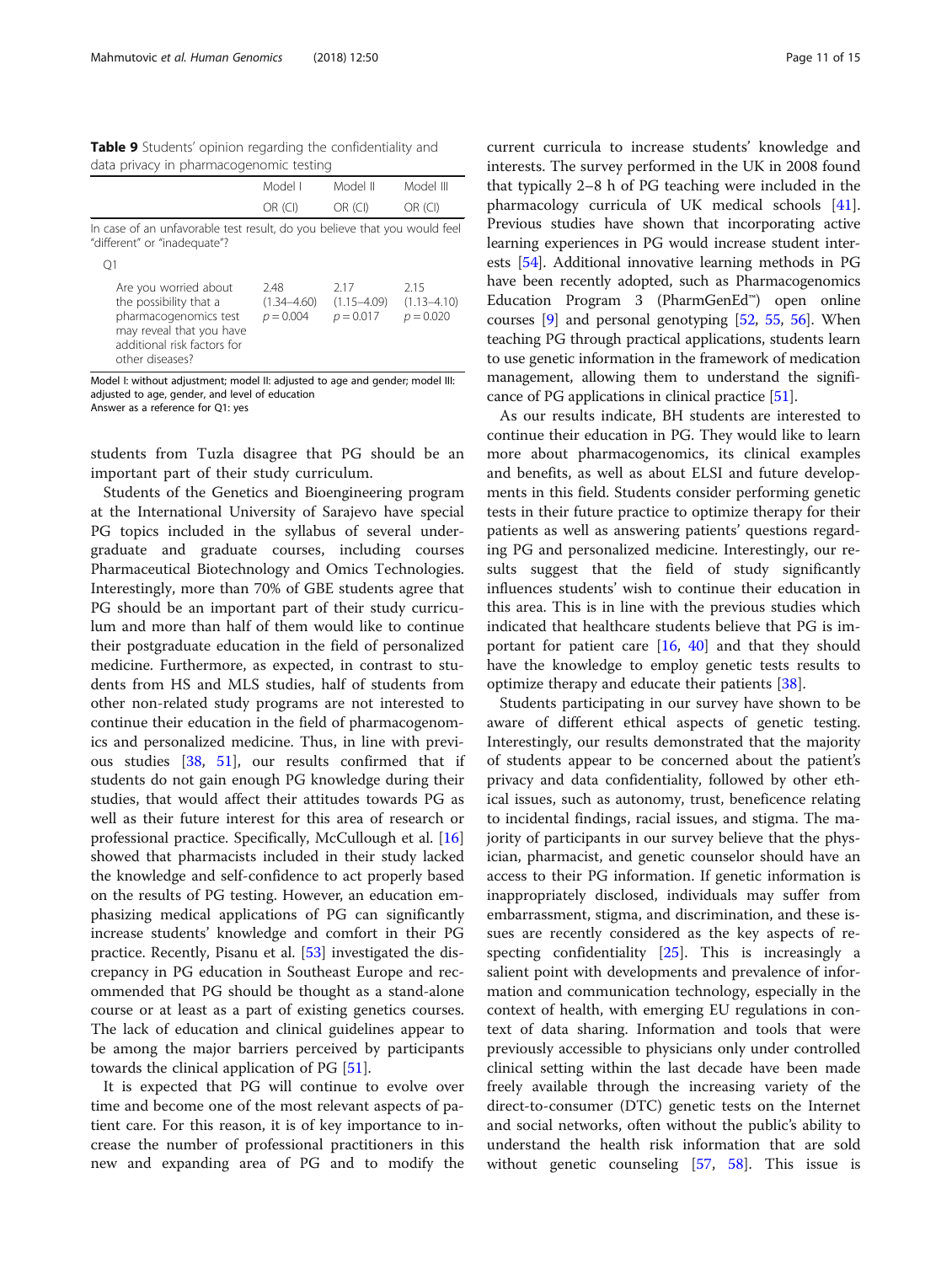**Table 9** Students' opinion regarding the confidentiality and data privacy in pharmacogenomic testing

| | Model I | Model II | Model III |
|---|---|---|---|
| | OR (CI) | OR (CI) | OR (CI) |
| In case of an unfavorable test result, do you believe that you would feel "different" or "inadequate"? | | | |
| Q1 | | | |
| Are you worried about the possibility that a pharmacogenomics test may reveal that you have additional risk factors for other diseases? | 2.48 (1.34–4.60) $p = 0.004$ | 2.17 (1.15–4.09) $p = 0.017$ | 2.15 (1.13–4.10) $p = 0.020$ |

Model I: without adjustment; model II: adjusted to age and gender; model III: adjusted to age, gender, and level of education
Answer as a reference for Q1: yes

students from Tuzla disagree that PG should be an important part of their study curriculum.

Students of the Genetics and Bioengineering program at the International University of Sarajevo have special PG topics included in the syllabus of several undergraduate and graduate courses, including courses Pharmaceutical Biotechnology and Omics Technologies. Interestingly, more than 70% of GBE students agree that PG should be an important part of their study curriculum and more than half of them would like to continue their postgraduate education in the field of personalized medicine. Furthermore, as expected, in contrast to students from HS and MLS studies, half of students from other non-related study programs are not interested to continue their education in the field of pharmacogenomics and personalized medicine. Thus, in line with previous studies [38, 51], our results confirmed that if students do not gain enough PG knowledge during their studies, that would affect their attitudes towards PG as well as their future interest for this area of research or professional practice. Specifically, McCullough et al. [16] showed that pharmacists included in their study lacked the knowledge and self-confidence to act properly based on the results of PG testing. However, an education emphasizing medical applications of PG can significantly increase students' knowledge and comfort in their PG practice. Recently, Pisanu et al. [53] investigated the discrepancy in PG education in Southeast Europe and recommended that PG should be thought as a stand-alone course or at least as a part of existing genetics courses. The lack of education and clinical guidelines appear to be among the major barriers perceived by participants towards the clinical application of PG [51].

It is expected that PG will continue to evolve over time and become one of the most relevant aspects of patient care. For this reason, it is of key importance to increase the number of professional practitioners in this new and expanding area of PG and to modify the current curricula to increase students' knowledge and interests. The survey performed in the UK in 2008 found that typically 2–8 h of PG teaching were included in the pharmacology curricula of UK medical schools [41]. Previous studies have shown that incorporating active learning experiences in PG would increase student interests [54]. Additional innovative learning methods in PG have been recently adopted, such as Pharmacogenomics Education Program 3 (PharmGenEd™) open online courses [9] and personal genotyping [52, 55, 56]. When teaching PG through practical applications, students learn to use genetic information in the framework of medication management, allowing them to understand the significance of PG applications in clinical practice [51].

As our results indicate, BH students are interested to continue their education in PG. They would like to learn more about pharmacogenomics, its clinical examples and benefits, as well as about ELSI and future developments in this field. Students consider performing genetic tests in their future practice to optimize therapy for their patients as well as answering patients' questions regarding PG and personalized medicine. Interestingly, our results suggest that the field of study significantly influences students' wish to continue their education in this area. This is in line with the previous studies which indicated that healthcare students believe that PG is important for patient care [16, 40] and that they should have the knowledge to employ genetic tests results to optimize therapy and educate their patients [38].

Students participating in our survey have shown to be aware of different ethical aspects of genetic testing. Interestingly, our results demonstrated that the majority of students appear to be concerned about the patient's privacy and data confidentiality, followed by other ethical issues, such as autonomy, trust, beneficence relating to incidental findings, racial issues, and stigma. The majority of participants in our survey believe that the physician, pharmacist, and genetic counselor should have an access to their PG information. If genetic information is inappropriately disclosed, individuals may suffer from embarrassment, stigma, and discrimination, and these issues are recently considered as the key aspects of respecting confidentiality [25]. This is increasingly a salient point with developments and prevalence of information and communication technology, especially in the context of health, with emerging EU regulations in context of data sharing. Information and tools that were previously accessible to physicians only under controlled clinical setting within the last decade have been made freely available through the increasing variety of the direct-to-consumer (DTC) genetic tests on the Internet and social networks, often without the public's ability to understand the health risk information that are sold without genetic counseling [57, 58]. This issue is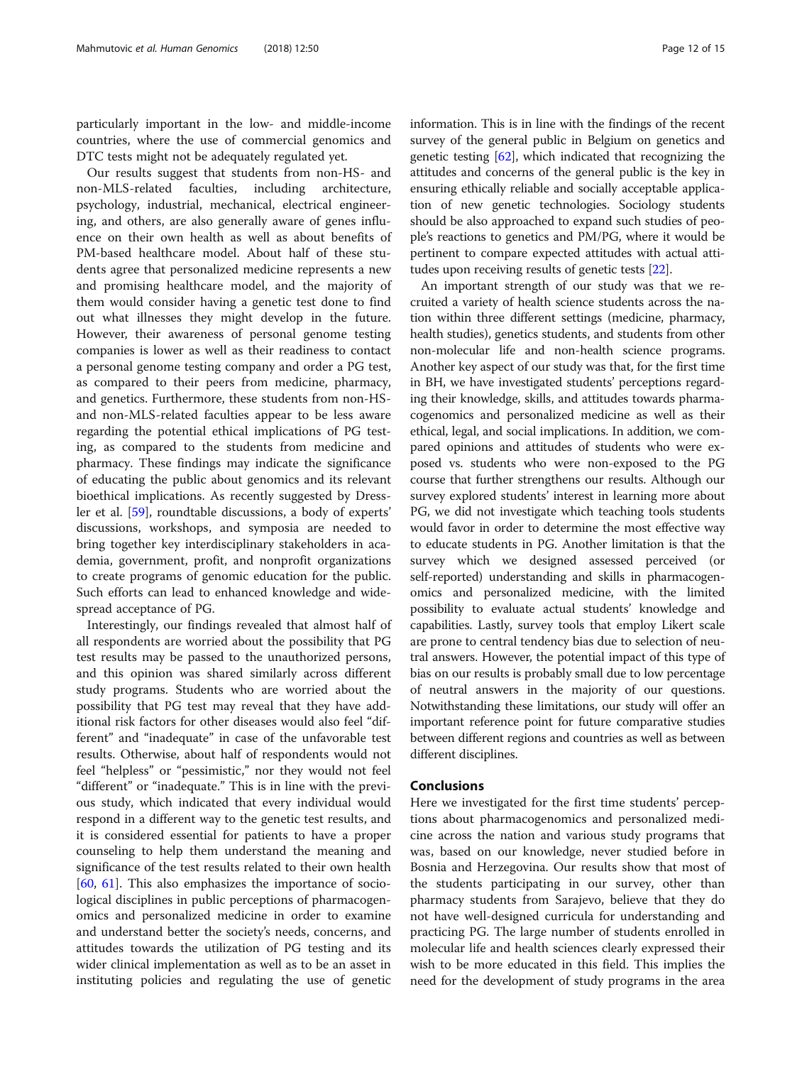particularly important in the low- and middle-income countries, where the use of commercial genomics and DTC tests might not be adequately regulated yet.

Our results suggest that students from non-HS- and non-MLS-related faculties, including architecture, psychology, industrial, mechanical, electrical engineering, and others, are also generally aware of genes influence on their own health as well as about benefits of PM-based healthcare model. About half of these students agree that personalized medicine represents a new and promising healthcare model, and the majority of them would consider having a genetic test done to find out what illnesses they might develop in the future. However, their awareness of personal genome testing companies is lower as well as their readiness to contact a personal genome testing company and order a PG test, as compared to their peers from medicine, pharmacy, and genetics. Furthermore, these students from non-HS- and non-MLS-related faculties appear to be less aware regarding the potential ethical implications of PG testing, as compared to the students from medicine and pharmacy. These findings may indicate the significance of educating the public about genomics and its relevant bioethical implications. As recently suggested by Dressler et al. [59], roundtable discussions, a body of experts' discussions, workshops, and symposia are needed to bring together key interdisciplinary stakeholders in academia, government, profit, and nonprofit organizations to create programs of genomic education for the public. Such efforts can lead to enhanced knowledge and widespread acceptance of PG.

Interestingly, our findings revealed that almost half of all respondents are worried about the possibility that PG test results may be passed to the unauthorized persons, and this opinion was shared similarly across different study programs. Students who are worried about the possibility that PG test may reveal that they have additional risk factors for other diseases would also feel "different" and "inadequate" in case of the unfavorable test results. Otherwise, about half of respondents would not feel "helpless" or "pessimistic," nor they would not feel "different" or "inadequate." This is in line with the previous study, which indicated that every individual would respond in a different way to the genetic test results, and it is considered essential for patients to have a proper counseling to help them understand the meaning and significance of the test results related to their own health [60, 61]. This also emphasizes the importance of sociological disciplines in public perceptions of pharmacogenomics and personalized medicine in order to examine and understand better the society's needs, concerns, and attitudes towards the utilization of PG testing and its wider clinical implementation as well as to be an asset in instituting policies and regulating the use of genetic information. This is in line with the findings of the recent survey of the general public in Belgium on genetics and genetic testing [62], which indicated that recognizing the attitudes and concerns of the general public is the key in ensuring ethically reliable and socially acceptable application of new genetic technologies. Sociology students should be also approached to expand such studies of people's reactions to genetics and PM/PG, where it would be pertinent to compare expected attitudes with actual attitudes upon receiving results of genetic tests [22].

An important strength of our study was that we recruited a variety of health science students across the nation within three different settings (medicine, pharmacy, health studies), genetics students, and students from other non-molecular life and non-health science programs. Another key aspect of our study was that, for the first time in BH, we have investigated students' perceptions regarding their knowledge, skills, and attitudes towards pharmacogenomics and personalized medicine as well as their ethical, legal, and social implications. In addition, we compared opinions and attitudes of students who were exposed vs. students who were non-exposed to the PG course that further strengthens our results. Although our survey explored students' interest in learning more about PG, we did not investigate which teaching tools students would favor in order to determine the most effective way to educate students in PG. Another limitation is that the survey which we designed assessed perceived (or self-reported) understanding and skills in pharmacogenomics and personalized medicine, with the limited possibility to evaluate actual students' knowledge and capabilities. Lastly, survey tools that employ Likert scale are prone to central tendency bias due to selection of neutral answers. However, the potential impact of this type of bias on our results is probably small due to low percentage of neutral answers in the majority of our questions. Notwithstanding these limitations, our study will offer an important reference point for future comparative studies between different regions and countries as well as between different disciplines.

## Conclusions

Here we investigated for the first time students' perceptions about pharmacogenomics and personalized medicine across the nation and various study programs that was, based on our knowledge, never studied before in Bosnia and Herzegovina. Our results show that most of the students participating in our survey, other than pharmacy students from Sarajevo, believe that they do not have well-designed curricula for understanding and practicing PG. The large number of students enrolled in molecular life and health sciences clearly expressed their wish to be more educated in this field. This implies the need for the development of study programs in the area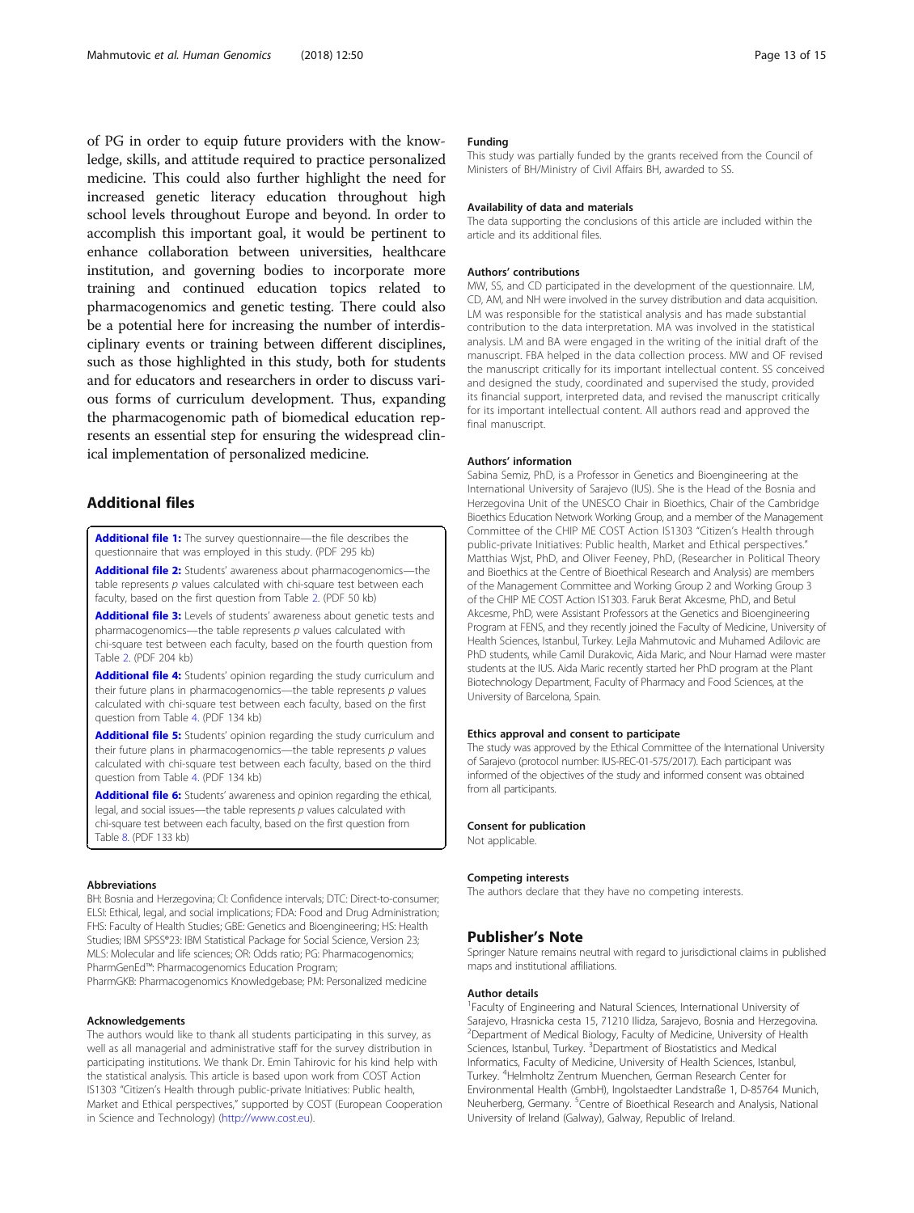of PG in order to equip future providers with the knowledge, skills, and attitude required to practice personalized medicine. This could also further highlight the need for increased genetic literacy education throughout high school levels throughout Europe and beyond. In order to accomplish this important goal, it would be pertinent to enhance collaboration between universities, healthcare institution, and governing bodies to incorporate more training and continued education topics related to pharmacogenomics and genetic testing. There could also be a potential here for increasing the number of interdisciplinary events or training between different disciplines, such as those highlighted in this study, both for students and for educators and researchers in order to discuss various forms of curriculum development. Thus, expanding the pharmacogenomic path of biomedical education represents an essential step for ensuring the widespread clinical implementation of personalized medicine.

## Additional files

**Additional file 1:** The survey questionnaire—the file describes the questionnaire that was employed in this study. (PDF 295 kb)

**Additional file 2:** Students' awareness about pharmacogenomics—the table represents *p* values calculated with chi-square test between each faculty, based on the first question from Table 2. (PDF 50 kb)

**Additional file 3:** Levels of students' awareness about genetic tests and pharmacogenomics—the table represents *p* values calculated with chi-square test between each faculty, based on the fourth question from Table 2. (PDF 204 kb)

**Additional file 4:** Students' opinion regarding the study curriculum and their future plans in pharmacogenomics—the table represents *p* values calculated with chi-square test between each faculty, based on the first question from Table 4. (PDF 134 kb)

**Additional file 5:** Students' opinion regarding the study curriculum and their future plans in pharmacogenomics—the table represents *p* values calculated with chi-square test between each faculty, based on the third question from Table 4. (PDF 134 kb)

**Additional file 6:** Students' awareness and opinion regarding the ethical, legal, and social issues—the table represents *p* values calculated with chi-square test between each faculty, based on the first question from Table 8. (PDF 133 kb)

#### Abbreviations

BH: Bosnia and Herzegovina; CI: Confidence intervals; DTC: Direct-to-consumer; ELSI: Ethical, legal, and social implications; FDA: Food and Drug Administration; FHS: Faculty of Health Studies; GBE: Genetics and Bioengineering; HS: Health Studies; IBM SPSS®23: IBM Statistical Package for Social Science, Version 23; MLS: Molecular and life sciences; OR: Odds ratio; PG: Pharmacogenomics; PharmGenEd™: Pharmacogenomics Education Program; PharmGKB: Pharmacogenomics Knowledgebase; PM: Personalized medicine

#### Acknowledgements

The authors would like to thank all students participating in this survey, as well as all managerial and administrative staff for the survey distribution in participating institutions. We thank Dr. Emin Tahirovic for his kind help with the statistical analysis. This article is based upon work from COST Action IS1303 "Citizen's Health through public-private Initiatives: Public health, Market and Ethical perspectives," supported by COST (European Cooperation in Science and Technology) (http://www.cost.eu).

#### Funding

This study was partially funded by the grants received from the Council of Ministers of BH/Ministry of Civil Affairs BH, awarded to SS.

#### Availability of data and materials

The data supporting the conclusions of this article are included within the article and its additional files.

#### Authors' contributions

MW, SS, and CD participated in the development of the questionnaire. LM, CD, AM, and NH were involved in the survey distribution and data acquisition. LM was responsible for the statistical analysis and has made substantial contribution to the data interpretation. MA was involved in the statistical analysis. LM and BA were engaged in the writing of the initial draft of the manuscript. FBA helped in the data collection process. MW and OF revised the manuscript critically for its important intellectual content. SS conceived and designed the study, coordinated and supervised the study, provided its financial support, interpreted data, and revised the manuscript critically for its important intellectual content. All authors read and approved the final manuscript.

#### Authors' information

Sabina Semiz, PhD, is a Professor in Genetics and Bioengineering at the International University of Sarajevo (IUS). She is the Head of the Bosnia and Herzegovina Unit of the UNESCO Chair in Bioethics, Chair of the Cambridge Bioethics Education Network Working Group, and a member of the Management Committee of the CHIP ME COST Action IS1303 "Citizen's Health through public-private Initiatives: Public health, Market and Ethical perspectives." Matthias Wjst, PhD, and Oliver Feeney, PhD, (Researcher in Political Theory and Bioethics at the Centre of Bioethical Research and Analysis) are members of the Management Committee and Working Group 2 and Working Group 3 of the CHIP ME COST Action IS1303. Faruk Berat Akcesme, PhD, and Betul Akcesme, PhD, were Assistant Professors at the Genetics and Bioengineering Program at FENS, and they recently joined the Faculty of Medicine, University of Health Sciences, Istanbul, Turkey. Lejla Mahmutovic and Muhamed Adilovic are PhD students, while Camil Durakovic, Aida Maric, and Nour Hamad were master students at the IUS. Aida Maric recently started her PhD program at the Plant Biotechnology Department, Faculty of Pharmacy and Food Sciences, at the University of Barcelona, Spain.

#### Ethics approval and consent to participate

The study was approved by the Ethical Committee of the International University of Sarajevo (protocol number: IUS-REC-01-575/2017). Each participant was informed of the objectives of the study and informed consent was obtained from all participants.

#### Consent for publication

Not applicable.

#### Competing interests

The authors declare that they have no competing interests.

### Publisher's Note

Springer Nature remains neutral with regard to jurisdictional claims in published maps and institutional affiliations.

#### Author details

[1]Faculty of Engineering and Natural Sciences, International University of Sarajevo, Hrasnicka cesta 15, 71210 Ilidza, Sarajevo, Bosnia and Herzegovina. [2]Department of Medical Biology, Faculty of Medicine, University of Health Sciences, Istanbul, Turkey. [3]Department of Biostatistics and Medical Informatics, Faculty of Medicine, University of Health Sciences, Istanbul, Turkey. [4]Helmholtz Zentrum Muenchen, German Research Center for Environmental Health (GmbH), Ingolstaedter Landstraße 1, D-85764 Munich, Neuherberg, Germany. [5]Centre of Bioethical Research and Analysis, National University of Ireland (Galway), Galway, Republic of Ireland.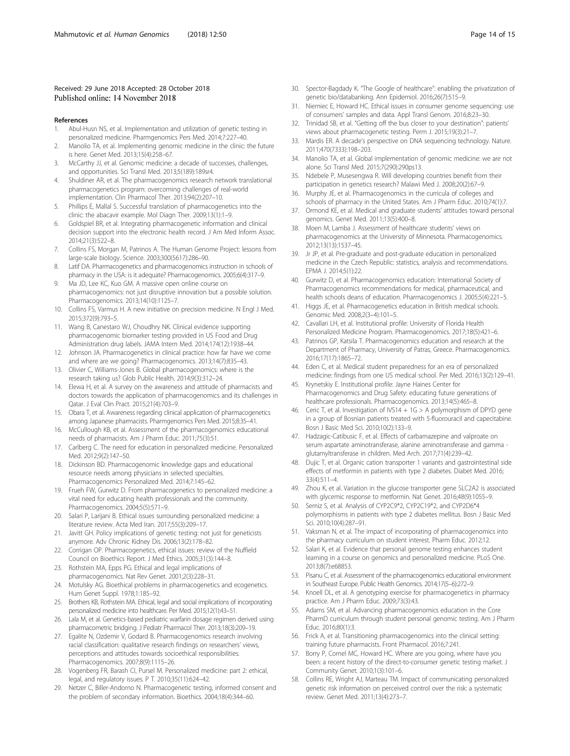Received: 29 June 2018 Accepted: 28 October 2018
Published online: 14 November 2018

## References

1. Abul-Husn NS, et al. Implementation and utilization of genetic testing in personalized medicine. Pharmgenomics Pers Med. 2014;7:227–40.
2. Manolio TA, et al. Implementing genomic medicine in the clinic: the future is here. Genet Med. 2013;15(4):258–67.
3. McCarthy JJ, et al. Genomic medicine: a decade of successes, challenges, and opportunities. Sci Transl Med. 2013;5(189):189sr4.
4. Shuldiner AR, et al. The pharmacogenomics research network translational pharmacogenetics program: overcoming challenges of real-world implementation. Clin Pharmacol Ther. 2013;94(2):207–10.
5. Phillips E, Mallal S. Successful translation of pharmacogenetics into the clinic: the abacavir example. Mol Diagn Ther. 2009;13(1):1–9.
6. Goldspiel BR, et al. Integrating pharmacogenetic information and clinical decision support into the electronic health record. J Am Med Inform Assoc. 2014;21(3):522–8.
7. Collins FS, Morgan M, Patrinos A. The Human Genome Project: lessons from large-scale biology. Science. 2003;300(5617):286–90.
8. Latif DA. Pharmacogenetics and pharmacogenomics instruction in schools of pharmacy in the USA: is it adequate? Pharmacogenomics. 2005;6(4):317–9.
9. Ma JD, Lee KC, Kuo GM. A massive open online course on pharmacogenomics: not just disruptive innovation but a possible solution. Pharmacogenomics. 2013;14(10):1125–7.
10. Collins FS, Varmus H. A new initiative on precision medicine. N Engl J Med. 2015;372(9):793–5.
11. Wang B, Canestaro WJ, Choudhry NK. Clinical evidence supporting pharmacogenomic biomarker testing provided in US Food and Drug Administration drug labels. JAMA Intern Med. 2014;174(12):1938–44.
12. Johnson JA. Pharmacogenetics in clinical practice: how far have we come and where are we going? Pharmacogenomics. 2013;14(7):835–43.
13. Olivier C, Williams-Jones B. Global pharmacogenomics: where is the research taking us? Glob Public Health. 2014;9(3):312–24.
14. Elewa H, et al. A survey on the awareness and attitude of pharmacists and doctors towards the application of pharmacogenomics and its challenges in Qatar. J Eval Clin Pract. 2015;21(4):703–9.
15. Obara T, et al. Awareness regarding clinical application of pharmacogenetics among Japanese pharmacists. Pharmgenomics Pers Med. 2015;8:35–41.
16. McCullough KB, et al. Assessment of the pharmacogenomics educational needs of pharmacists. Am J Pharm Educ. 2011;75(3):51.
17. Carlberg C. The need for education in personalized medicine. Personalized Med. 2012;9(2):147–50.
18. Dickinson BD. Pharmacogenomic knowledge gaps and educational resource needs among physicians in selected specialties. Pharmacogenomics Personalized Med. 2014;7:145–62.
19. Frueh FW, Gurwitz D. From pharmacogenetics to personalized medicine: a vital need for educating health professionals and the community. Pharmacogenomics. 2004;5(5):571–9.
20. Salari P, Larijani B. Ethical issues surrounding personalized medicine: a literature review. Acta Med Iran. 2017;55(3):209–17.
21. Javitt GH. Policy implications of genetic testing: not just for geneticists anymore. Adv Chronic Kidney Dis. 2006;13(2):178–82.
22. Corrigan OP. Pharmacogenetics, ethical issues: review of the Nuffield Council on Bioethics Report. J Med Ethics. 2005;31(3):144–8.
23. Rothstein MA, Epps PG. Ethical and legal implications of pharmacogenomics. Nat Rev Genet. 2001;2(3):228–31.
24. Motulsky AG. Bioethical problems in pharmacogenetics and ecogenetics. Hum Genet Suppl. 1978;1:185–92.
25. Brothers KB, Rothstein MA. Ethical, legal and social implications of incorporating personalized medicine into healthcare. Per Med. 2015;12(1):43–51.
26. Lala M, et al. Genetics-based pediatric warfarin dosage regimen derived using pharmacometric bridging. J Pediatr Pharmacol Ther. 2013;18(3):209–19.
27. Egalite N, Ozdemir V, Godard B. Pharmacogenomics research involving racial classification: qualitative research findings on researchers' views, perceptions and attitudes towards socioethical responsibilities. Pharmacogenomics. 2007;8(9):1115–26.
28. Vogenberg FR, Barash CI, Pursel M. Personalized medicine: part 2: ethical, legal, and regulatory issues. P T. 2010;35(11):624–42.
29. Netzer C, Biller-Andorno N. Pharmacogenetic testing, informed consent and the problem of secondary information. Bioethics. 2004;18(4):344–60.
30. Spector-Bagdady K. "The Google of healthcare": enabling the privatization of genetic bio/databanking. Ann Epidemiol. 2016;26(7):515–9.
31. Niemiec E, Howard HC. Ethical issues in consumer genome sequencing: use of consumers' samples and data. Appl Transl Genom. 2016;8:23–30.
32. Trinidad SB, et al. "Getting off the bus closer to your destination": patients' views about pharmacogenetic testing. Perm J. 2015;19(3):21–7.
33. Mardis ER. A decade's perspective on DNA sequencing technology. Nature. 2011;470(7333):198–203.
34. Manolio TA, et al. Global implementation of genomic medicine: we are not alone. Sci Transl Med. 2015;7(290):290ps13.
35. Ndebele P, Musesengwa R. Will developing countries benefit from their participation in genetics research? Malawi Med J. 2008;20(2):67–9.
36. Murphy JE, et al. Pharmacogenomics in the curricula of colleges and schools of pharmacy in the United States. Am J Pharm Educ. 2010;74(1):7.
37. Ormond KE, et al. Medical and graduate students' attitudes toward personal genomics. Genet Med. 2011;13(5):400–8.
38. Moen M, Lamba J. Assessment of healthcare students' views on pharmacogenomics at the University of Minnesota. Pharmacogenomics. 2012;13(13):1537–45.
39. Jr JP, et al. Pre-graduate and post-graduate education in personalized medicine in the Czech Republic: statistics, analysis and recommendations. EPMA J. 2014;5(1):22.
40. Gurwitz D, et al. Pharmacogenomics education: International Society of Pharmacogenomics recommendations for medical, pharmaceutical, and health schools deans of education. Pharmacogenomics J. 2005;5(4):221–5.
41. Higgs JE, et al. Pharmacogenetics education in British medical schools. Genomic Med. 2008;2(3–4):101–5.
42. Cavallari LH, et al. Institutional profile: University of Florida Health Personalized Medicine Program. Pharmacogenomics. 2017;18(5):421–6.
43. Patrinos GP, Katsila T. Pharmacogenomics education and research at the Department of Pharmacy, University of Patras, Greece. Pharmacogenomics. 2016;17(17):1865–72.
44. Eden C, et al. Medical student preparedness for an era of personalized medicine: findings from one US medical school. Per Med. 2016;13(2):129–41.
45. Krynetskiy E. Institutional profile: Jayne Haines Center for Pharmacogenomics and Drug Safety: educating future generations of healthcare professionals. Pharmacogenomics. 2013;14(5):465–8.
46. Ceric T, et al. Investigation of IVS14 + 1G > A polymorphism of DPYD gene in a group of Bosnian patients treated with 5-fluorouracil and capecitabine. Bosn J Basic Med Sci. 2010;10(2):133–9.
47. Hadzagic-Catibusic F, et al. Effects of carbamazepine and valproate on serum aspartate aminotransferase, alanine aminotransferase and gamma - glutamyltransferase in children. Med Arch. 2017;71(4):239–42.
48. Dujic T, et al. Organic cation transporter 1 variants and gastrointestinal side effects of metformin in patients with type 2 diabetes. Diabet Med. 2016; 33(4):511–4.
49. Zhou K, et al. Variation in the glucose transporter gene SLC2A2 is associated with glycemic response to metformin. Nat Genet. 2016;48(9):1055–9.
50. Semiz S, et al. Analysis of CYP2C9*2, CYP2C19*2, and CYP2D6*4 polymorphisms in patients with type 2 diabetes mellitus. Bosn J Basic Med Sci. 2010;10(4):287–91.
51. Vaksman N, et al. The impact of incorporating of pharmacogenomics into the pharmacy curriculum on student interest. Pharm Educ. 2012;12.
52. Salari K, et al. Evidence that personal genome testing enhances student learning in a course on genomics and personalized medicine. PLoS One. 2013;8(7):e68853.
53. Pisanu C, et al. Assessment of the pharmacogenomics educational environment in Southeast Europe. Public Health Genomics. 2014;17(5–6):272–9.
54. Knoell DL, et al. A genotyping exercise for pharmacogenetics in pharmacy practice. Am J Pharm Educ. 2009;73(3):43.
55. Adams SM, et al. Advancing pharmacogenomics education in the Core PharmD curriculum through student personal genomic testing. Am J Pharm Educ. 2016;80(1):3.
56. Frick A, et al. Transitioning pharmacogenomics into the clinical setting: training future pharmacists. Front Pharmacol. 2016;7:241.
57. Borry P, Cornel MC, Howard HC. Where are you going, where have you been: a recent history of the direct-to-consumer genetic testing market. J Community Genet. 2010;1(3):101–6.
58. Collins RE, Wright AJ, Marteau TM. Impact of communicating personalized genetic risk information on perceived control over the risk: a systematic review. Genet Med. 2011;13(4):273–7.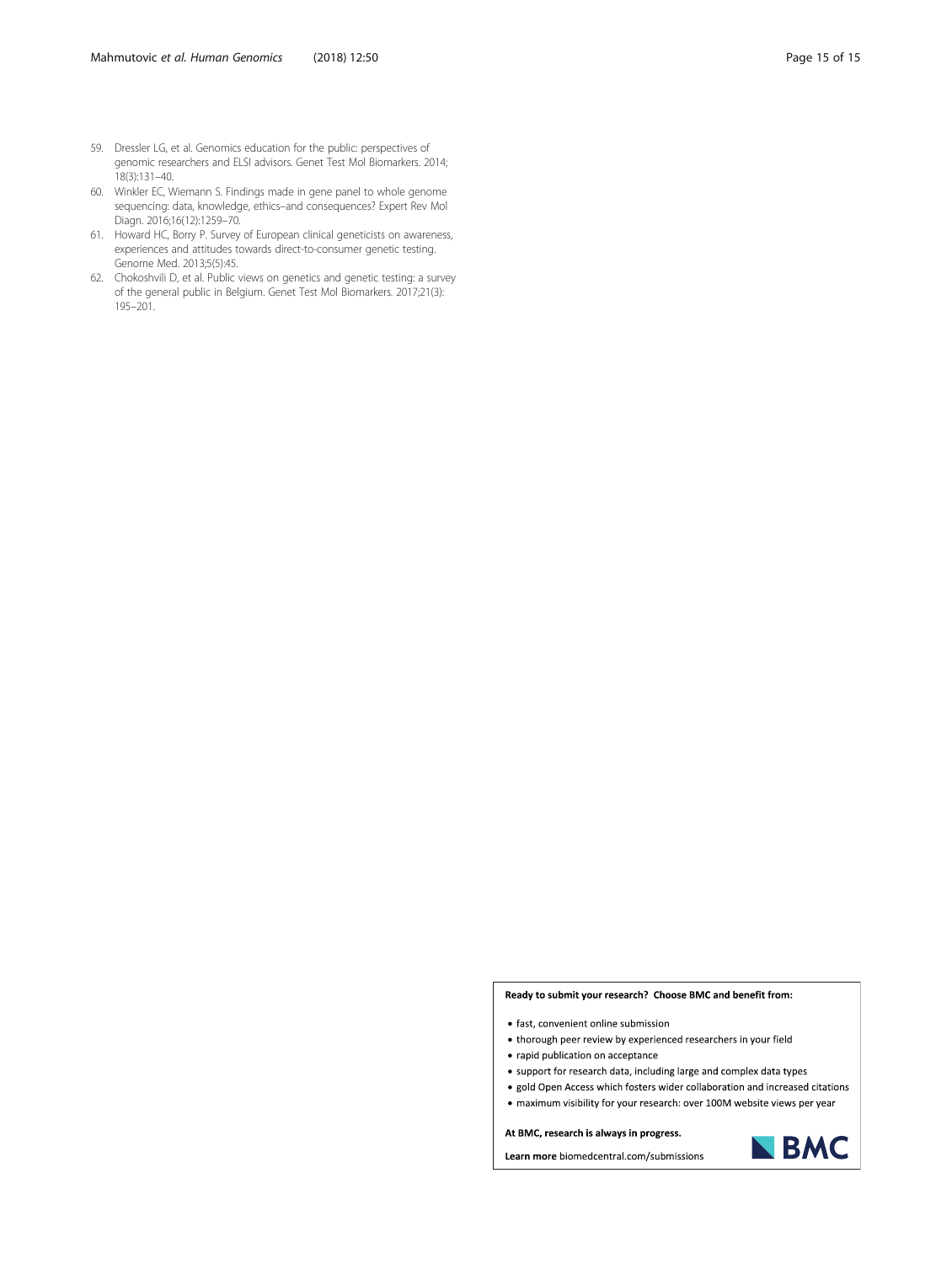59. Dressler LG, et al. Genomics education for the public: perspectives of genomic researchers and ELSI advisors. Genet Test Mol Biomarkers. 2014; 18(3):131–40.
60. Winkler EC, Wiemann S. Findings made in gene panel to whole genome sequencing: data, knowledge, ethics–and consequences? Expert Rev Mol Diagn. 2016;16(12):1259–70.
61. Howard HC, Borry P. Survey of European clinical geneticists on awareness, experiences and attitudes towards direct-to-consumer genetic testing. Genome Med. 2013;5(5):45.
62. Chokoshvili D, et al. Public views on genetics and genetic testing: a survey of the general public in Belgium. Genet Test Mol Biomarkers. 2017;21(3): 195–201.

**Ready to submit your research? Choose BMC and benefit from:**

- fast, convenient online submission
- thorough peer review by experienced researchers in your field
- rapid publication on acceptance
- support for research data, including large and complex data types
- gold Open Access which fosters wider collaboration and increased citations
- maximum visibility for your research: over 100M website views per year

**At BMC, research is always in progress.**

**Learn more** biomedcentral.com/submissions

BMC